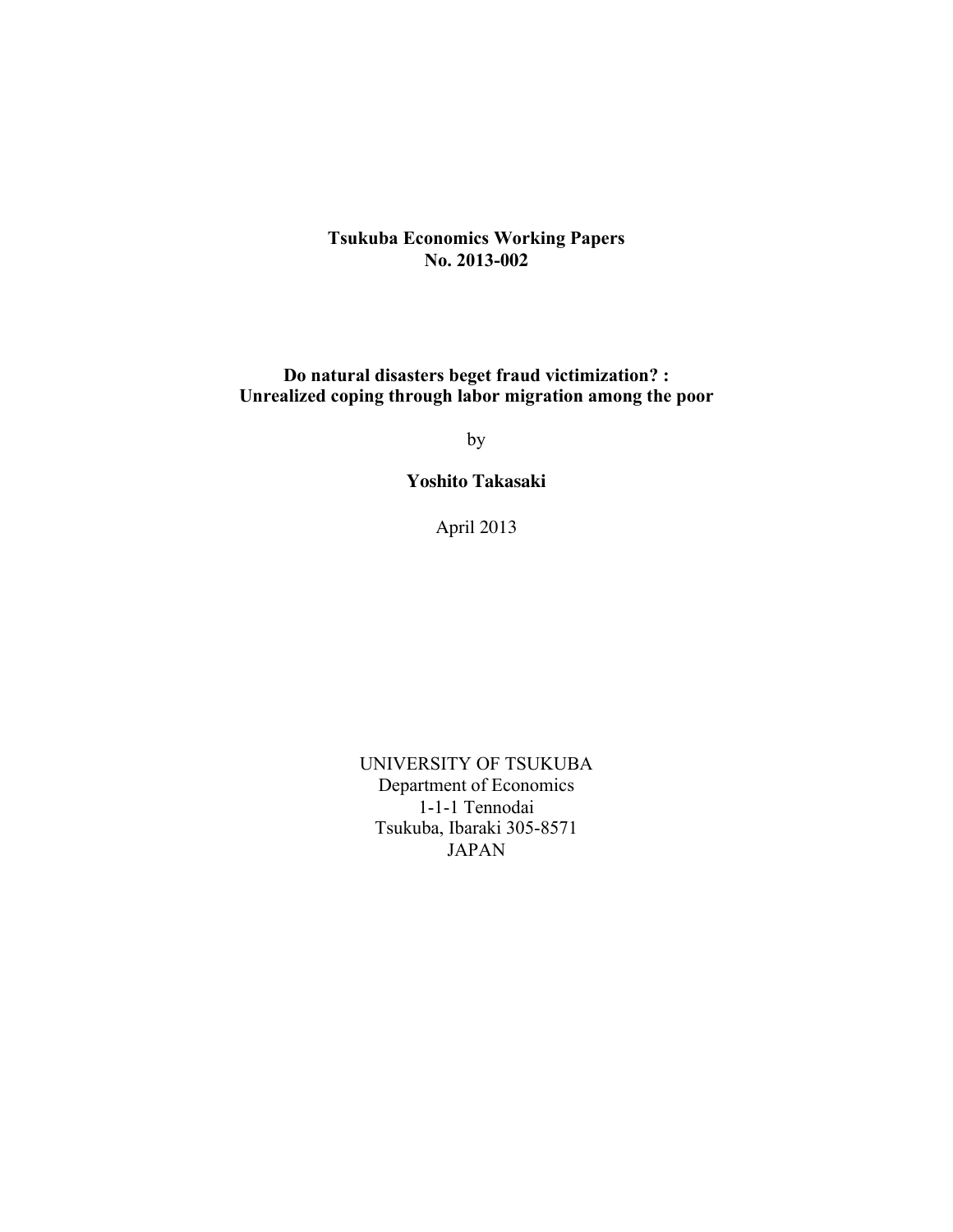**Tsukuba Economics Working Papers**
**No. 2013-002**

# Do natural disasters beget fraud victimization? : Unrealized coping through labor migration among the poor

by

**Yoshito Takasaki**

April 2013

UNIVERSITY OF TSUKUBA
Department of Economics
1-1-1 Tennodai
Tsukuba, Ibaraki 305-8571
JAPAN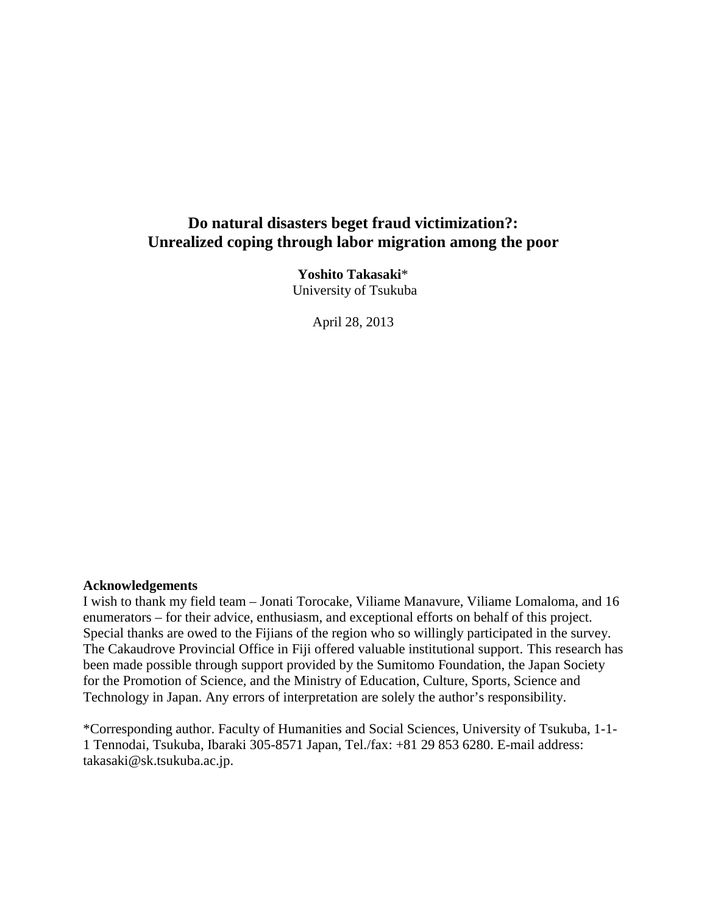# Do natural disasters beget fraud victimization?: Unrealized coping through labor migration among the poor

**Yoshito Takasaki***
University of Tsukuba

April 28, 2013

**Acknowledgements**

I wish to thank my field team – Jonati Torocake, Viliame Manavure, Viliame Lomaloma, and 16 enumerators – for their advice, enthusiasm, and exceptional efforts on behalf of this project. Special thanks are owed to the Fijians of the region who so willingly participated in the survey. The Cakaudrove Provincial Office in Fiji offered valuable institutional support. This research has been made possible through support provided by the Sumitomo Foundation, the Japan Society for the Promotion of Science, and the Ministry of Education, Culture, Sports, Science and Technology in Japan. Any errors of interpretation are solely the author's responsibility.

*Corresponding author. Faculty of Humanities and Social Sciences, University of Tsukuba, 1-1-1 Tennodai, Tsukuba, Ibaraki 305-8571 Japan, Tel./fax: +81 29 853 6280. E-mail address: takasaki@sk.tsukuba.ac.jp.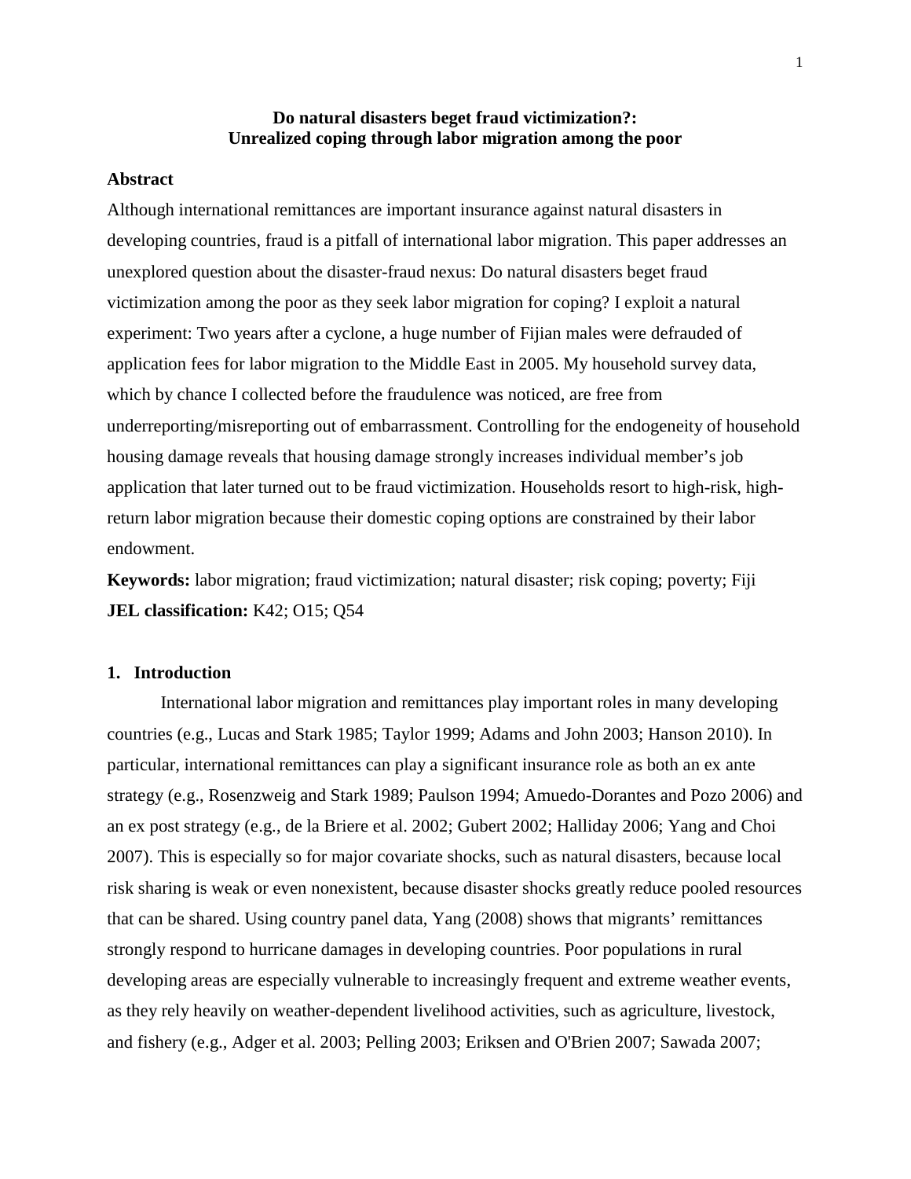# Do natural disasters beget fraud victimization?: Unrealized coping through labor migration among the poor

## Abstract

Although international remittances are important insurance against natural disasters in developing countries, fraud is a pitfall of international labor migration. This paper addresses an unexplored question about the disaster-fraud nexus: Do natural disasters beget fraud victimization among the poor as they seek labor migration for coping? I exploit a natural experiment: Two years after a cyclone, a huge number of Fijian males were defrauded of application fees for labor migration to the Middle East in 2005. My household survey data, which by chance I collected before the fraudulence was noticed, are free from underreporting/misreporting out of embarrassment. Controlling for the endogeneity of household housing damage reveals that housing damage strongly increases individual member's job application that later turned out to be fraud victimization. Households resort to high-risk, high-return labor migration because their domestic coping options are constrained by their labor endowment.

**Keywords:** labor migration; fraud victimization; natural disaster; risk coping; poverty; Fiji

**JEL classification:** K42; O15; Q54

## 1. Introduction

International labor migration and remittances play important roles in many developing countries (e.g., Lucas and Stark 1985; Taylor 1999; Adams and John 2003; Hanson 2010). In particular, international remittances can play a significant insurance role as both an ex ante strategy (e.g., Rosenzweig and Stark 1989; Paulson 1994; Amuedo-Dorantes and Pozo 2006) and an ex post strategy (e.g., de la Briere et al. 2002; Gubert 2002; Halliday 2006; Yang and Choi 2007). This is especially so for major covariate shocks, such as natural disasters, because local risk sharing is weak or even nonexistent, because disaster shocks greatly reduce pooled resources that can be shared. Using country panel data, Yang (2008) shows that migrants' remittances strongly respond to hurricane damages in developing countries. Poor populations in rural developing areas are especially vulnerable to increasingly frequent and extreme weather events, as they rely heavily on weather-dependent livelihood activities, such as agriculture, livestock, and fishery (e.g., Adger et al. 2003; Pelling 2003; Eriksen and O'Brien 2007; Sawada 2007;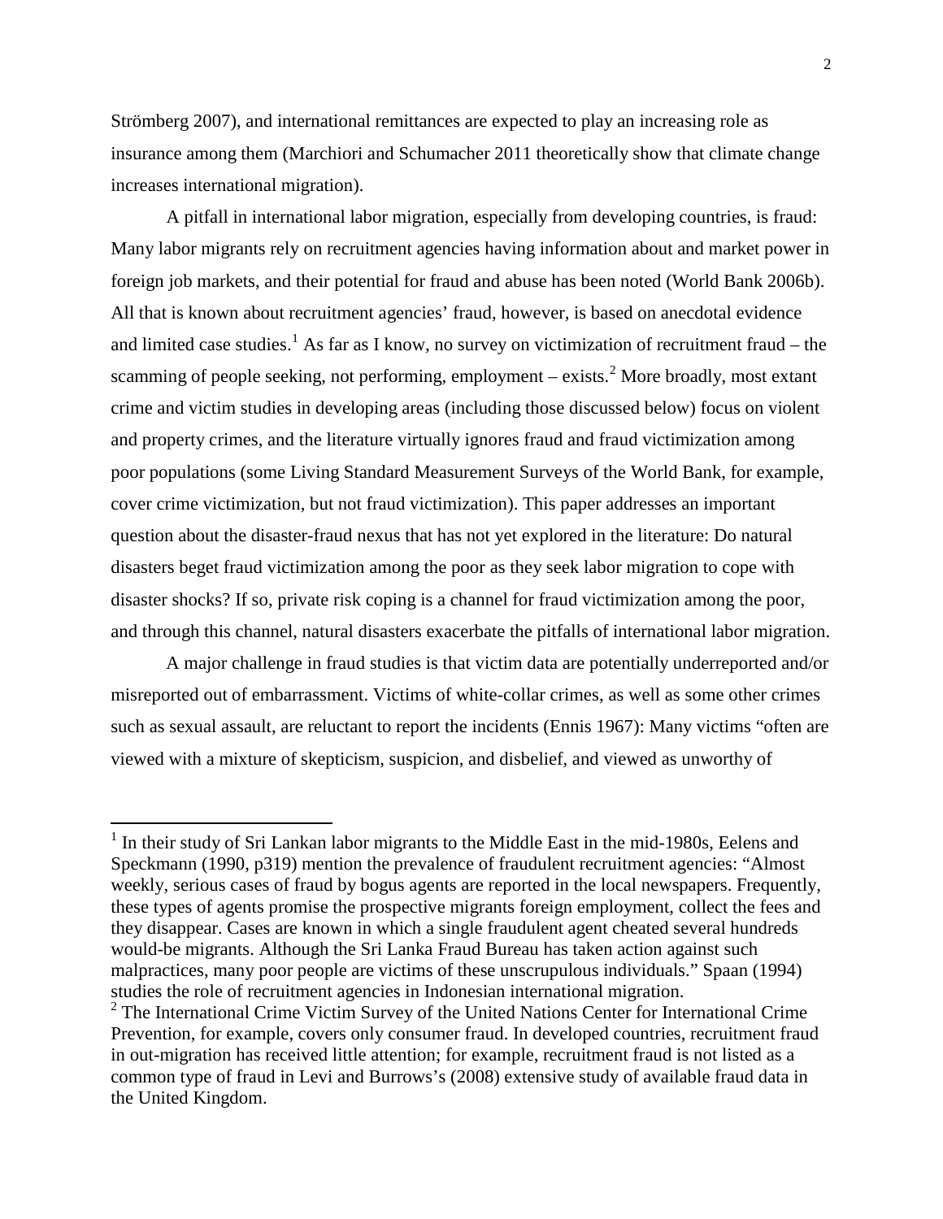Strömberg 2007), and international remittances are expected to play an increasing role as insurance among them (Marchiori and Schumacher 2011 theoretically show that climate change increases international migration).

A pitfall in international labor migration, especially from developing countries, is fraud: Many labor migrants rely on recruitment agencies having information about and market power in foreign job markets, and their potential for fraud and abuse has been noted (World Bank 2006b). All that is known about recruitment agencies' fraud, however, is based on anecdotal evidence and limited case studies.[1] As far as I know, no survey on victimization of recruitment fraud – the scamming of people seeking, not performing, employment – exists.[2] More broadly, most extant crime and victim studies in developing areas (including those discussed below) focus on violent and property crimes, and the literature virtually ignores fraud and fraud victimization among poor populations (some Living Standard Measurement Surveys of the World Bank, for example, cover crime victimization, but not fraud victimization). This paper addresses an important question about the disaster-fraud nexus that has not yet explored in the literature: Do natural disasters beget fraud victimization among the poor as they seek labor migration to cope with disaster shocks? If so, private risk coping is a channel for fraud victimization among the poor, and through this channel, natural disasters exacerbate the pitfalls of international labor migration.

A major challenge in fraud studies is that victim data are potentially underreported and/or misreported out of embarrassment. Victims of white-collar crimes, as well as some other crimes such as sexual assault, are reluctant to report the incidents (Ennis 1967): Many victims "often are viewed with a mixture of skepticism, suspicion, and disbelief, and viewed as unworthy of

---

[1] In their study of Sri Lankan labor migrants to the Middle East in the mid-1980s, Eelens and Speckmann (1990, p319) mention the prevalence of fraudulent recruitment agencies: "Almost weekly, serious cases of fraud by bogus agents are reported in the local newspapers. Frequently, these types of agents promise the prospective migrants foreign employment, collect the fees and they disappear. Cases are known in which a single fraudulent agent cheated several hundreds would-be migrants. Although the Sri Lanka Fraud Bureau has taken action against such malpractices, many poor people are victims of these unscrupulous individuals." Spaan (1994) studies the role of recruitment agencies in Indonesian international migration.

[2] The International Crime Victim Survey of the United Nations Center for International Crime Prevention, for example, covers only consumer fraud. In developed countries, recruitment fraud in out-migration has received little attention; for example, recruitment fraud is not listed as a common type of fraud in Levi and Burrows's (2008) extensive study of available fraud data in the United Kingdom.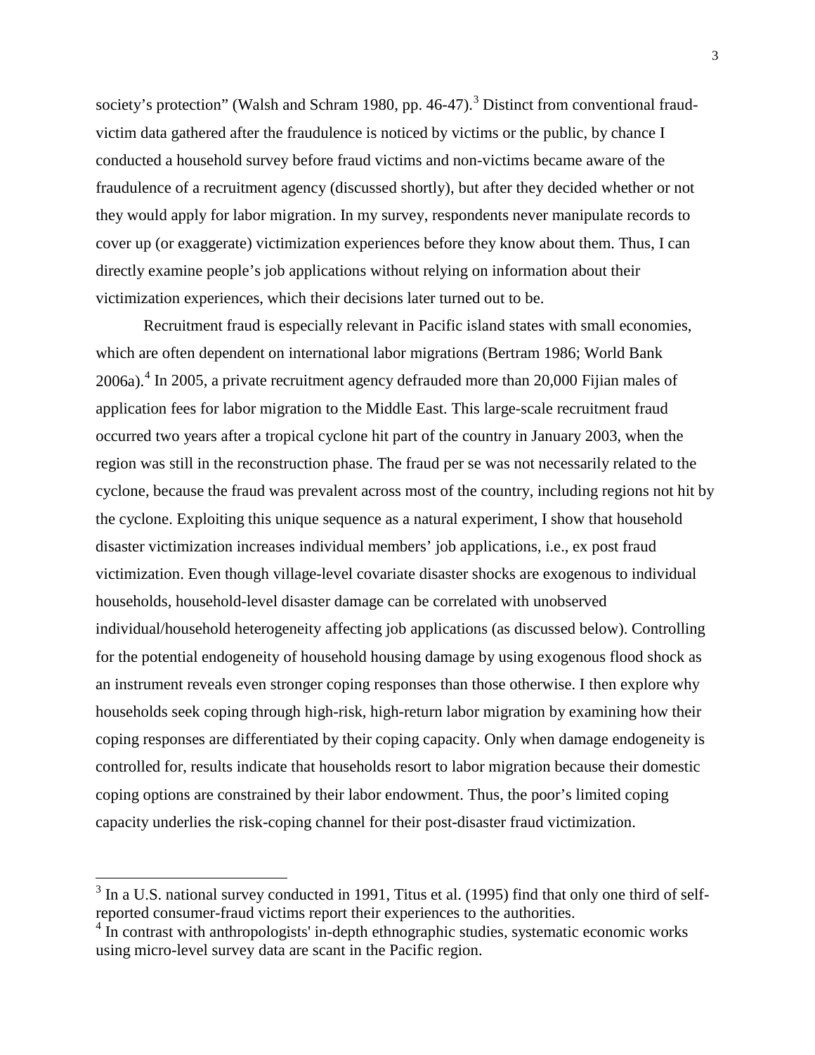society's protection" (Walsh and Schram 1980, pp. 46-47).[3] Distinct from conventional fraud-victim data gathered after the fraudulence is noticed by victims or the public, by chance I conducted a household survey before fraud victims and non-victims became aware of the fraudulence of a recruitment agency (discussed shortly), but after they decided whether or not they would apply for labor migration. In my survey, respondents never manipulate records to cover up (or exaggerate) victimization experiences before they know about them. Thus, I can directly examine people's job applications without relying on information about their victimization experiences, which their decisions later turned out to be.

Recruitment fraud is especially relevant in Pacific island states with small economies, which are often dependent on international labor migrations (Bertram 1986; World Bank 2006a).[4] In 2005, a private recruitment agency defrauded more than 20,000 Fijian males of application fees for labor migration to the Middle East. This large-scale recruitment fraud occurred two years after a tropical cyclone hit part of the country in January 2003, when the region was still in the reconstruction phase. The fraud per se was not necessarily related to the cyclone, because the fraud was prevalent across most of the country, including regions not hit by the cyclone. Exploiting this unique sequence as a natural experiment, I show that household disaster victimization increases individual members' job applications, i.e., ex post fraud victimization. Even though village-level covariate disaster shocks are exogenous to individual households, household-level disaster damage can be correlated with unobserved individual/household heterogeneity affecting job applications (as discussed below). Controlling for the potential endogeneity of household housing damage by using exogenous flood shock as an instrument reveals even stronger coping responses than those otherwise. I then explore why households seek coping through high-risk, high-return labor migration by examining how their coping responses are differentiated by their coping capacity. Only when damage endogeneity is controlled for, results indicate that households resort to labor migration because their domestic coping options are constrained by their labor endowment. Thus, the poor's limited coping capacity underlies the risk-coping channel for their post-disaster fraud victimization.

---

[3] In a U.S. national survey conducted in 1991, Titus et al. (1995) find that only one third of self-reported consumer-fraud victims report their experiences to the authorities.

[4] In contrast with anthropologists' in-depth ethnographic studies, systematic economic works using micro-level survey data are scant in the Pacific region.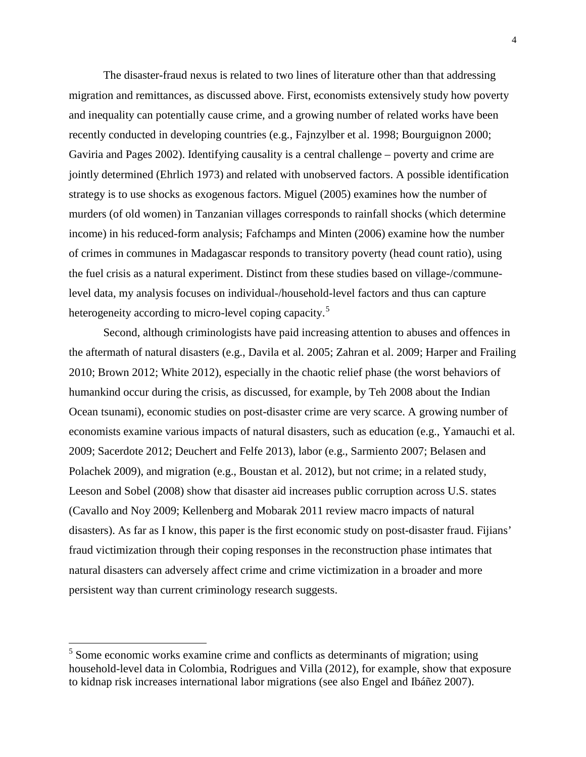The disaster-fraud nexus is related to two lines of literature other than that addressing migration and remittances, as discussed above. First, economists extensively study how poverty and inequality can potentially cause crime, and a growing number of related works have been recently conducted in developing countries (e.g., Fajnzylber et al. 1998; Bourguignon 2000; Gaviria and Pages 2002). Identifying causality is a central challenge – poverty and crime are jointly determined (Ehrlich 1973) and related with unobserved factors. A possible identification strategy is to use shocks as exogenous factors. Miguel (2005) examines how the number of murders (of old women) in Tanzanian villages corresponds to rainfall shocks (which determine income) in his reduced-form analysis; Fafchamps and Minten (2006) examine how the number of crimes in communes in Madagascar responds to transitory poverty (head count ratio), using the fuel crisis as a natural experiment. Distinct from these studies based on village-/commune-level data, my analysis focuses on individual-/household-level factors and thus can capture heterogeneity according to micro-level coping capacity.[5]

Second, although criminologists have paid increasing attention to abuses and offences in the aftermath of natural disasters (e.g., Davila et al. 2005; Zahran et al. 2009; Harper and Frailing 2010; Brown 2012; White 2012), especially in the chaotic relief phase (the worst behaviors of humankind occur during the crisis, as discussed, for example, by Teh 2008 about the Indian Ocean tsunami), economic studies on post-disaster crime are very scarce. A growing number of economists examine various impacts of natural disasters, such as education (e.g., Yamauchi et al. 2009; Sacerdote 2012; Deuchert and Felfe 2013), labor (e.g., Sarmiento 2007; Belasen and Polachek 2009), and migration (e.g., Boustan et al. 2012), but not crime; in a related study, Leeson and Sobel (2008) show that disaster aid increases public corruption across U.S. states (Cavallo and Noy 2009; Kellenberg and Mobarak 2011 review macro impacts of natural disasters). As far as I know, this paper is the first economic study on post-disaster fraud. Fijians' fraud victimization through their coping responses in the reconstruction phase intimates that natural disasters can adversely affect crime and crime victimization in a broader and more persistent way than current criminology research suggests.

---

[5] Some economic works examine crime and conflicts as determinants of migration; using household-level data in Colombia, Rodrigues and Villa (2012), for example, show that exposure to kidnap risk increases international labor migrations (see also Engel and Ibáñez 2007).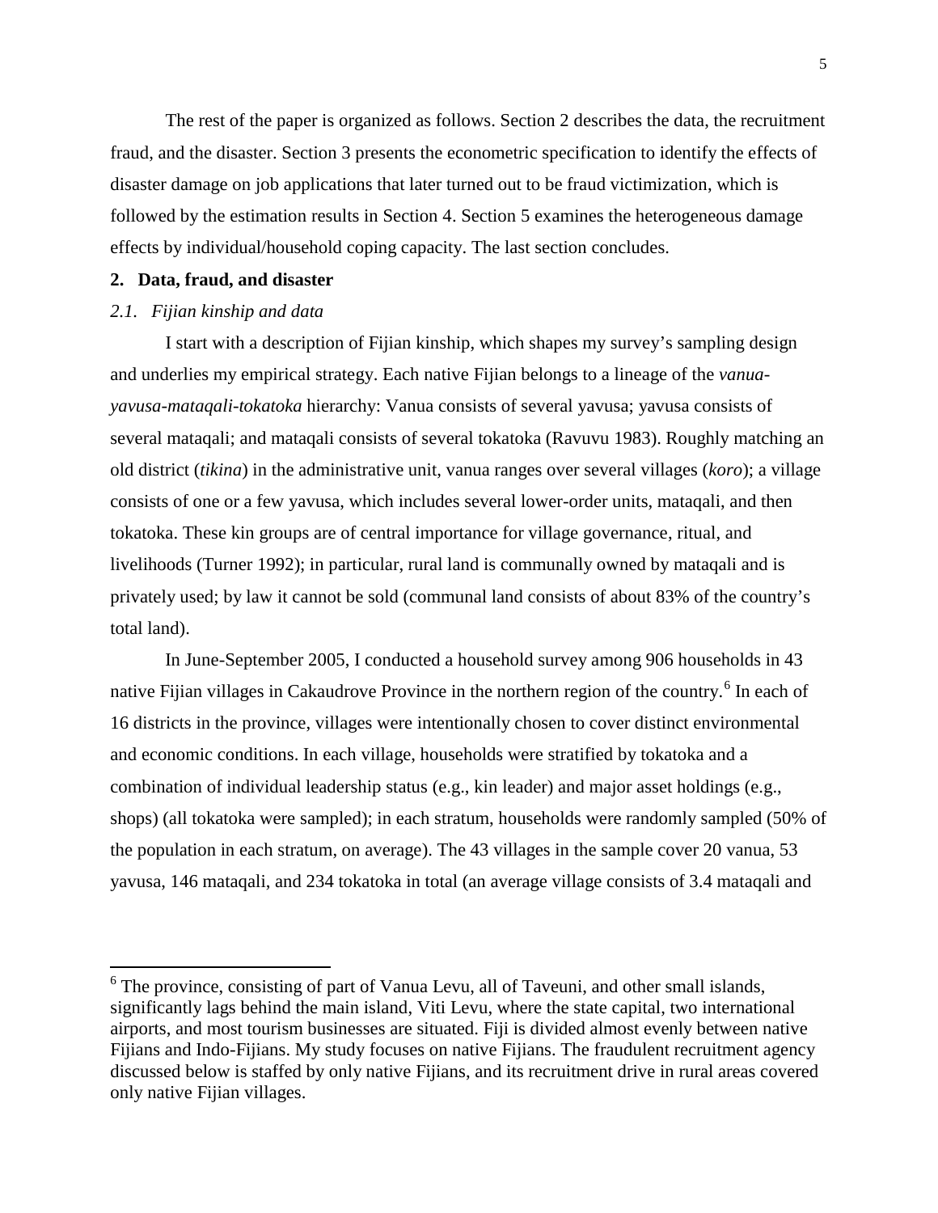The rest of the paper is organized as follows. Section 2 describes the data, the recruitment fraud, and the disaster. Section 3 presents the econometric specification to identify the effects of disaster damage on job applications that later turned out to be fraud victimization, which is followed by the estimation results in Section 4. Section 5 examines the heterogeneous damage effects by individual/household coping capacity. The last section concludes.

## 2. Data, fraud, and disaster

### *2.1. Fijian kinship and data*

I start with a description of Fijian kinship, which shapes my survey's sampling design and underlies my empirical strategy. Each native Fijian belongs to a lineage of the *vanua-yavusa-mataqali-tokatoka* hierarchy: Vanua consists of several yavusa; yavusa consists of several mataqali; and mataqali consists of several tokatoka (Ravuvu 1983). Roughly matching an old district (*tikina*) in the administrative unit, vanua ranges over several villages (*koro*); a village consists of one or a few yavusa, which includes several lower-order units, mataqali, and then tokatoka. These kin groups are of central importance for village governance, ritual, and livelihoods (Turner 1992); in particular, rural land is communally owned by mataqali and is privately used; by law it cannot be sold (communal land consists of about 83% of the country's total land).

In June-September 2005, I conducted a household survey among 906 households in 43 native Fijian villages in Cakaudrove Province in the northern region of the country.[6] In each of 16 districts in the province, villages were intentionally chosen to cover distinct environmental and economic conditions. In each village, households were stratified by tokatoka and a combination of individual leadership status (e.g., kin leader) and major asset holdings (e.g., shops) (all tokatoka were sampled); in each stratum, households were randomly sampled (50% of the population in each stratum, on average). The 43 villages in the sample cover 20 vanua, 53 yavusa, 146 mataqali, and 234 tokatoka in total (an average village consists of 3.4 mataqali and

---

[6] The province, consisting of part of Vanua Levu, all of Taveuni, and other small islands, significantly lags behind the main island, Viti Levu, where the state capital, two international airports, and most tourism businesses are situated. Fiji is divided almost evenly between native Fijians and Indo-Fijians. My study focuses on native Fijians. The fraudulent recruitment agency discussed below is staffed by only native Fijians, and its recruitment drive in rural areas covered only native Fijian villages.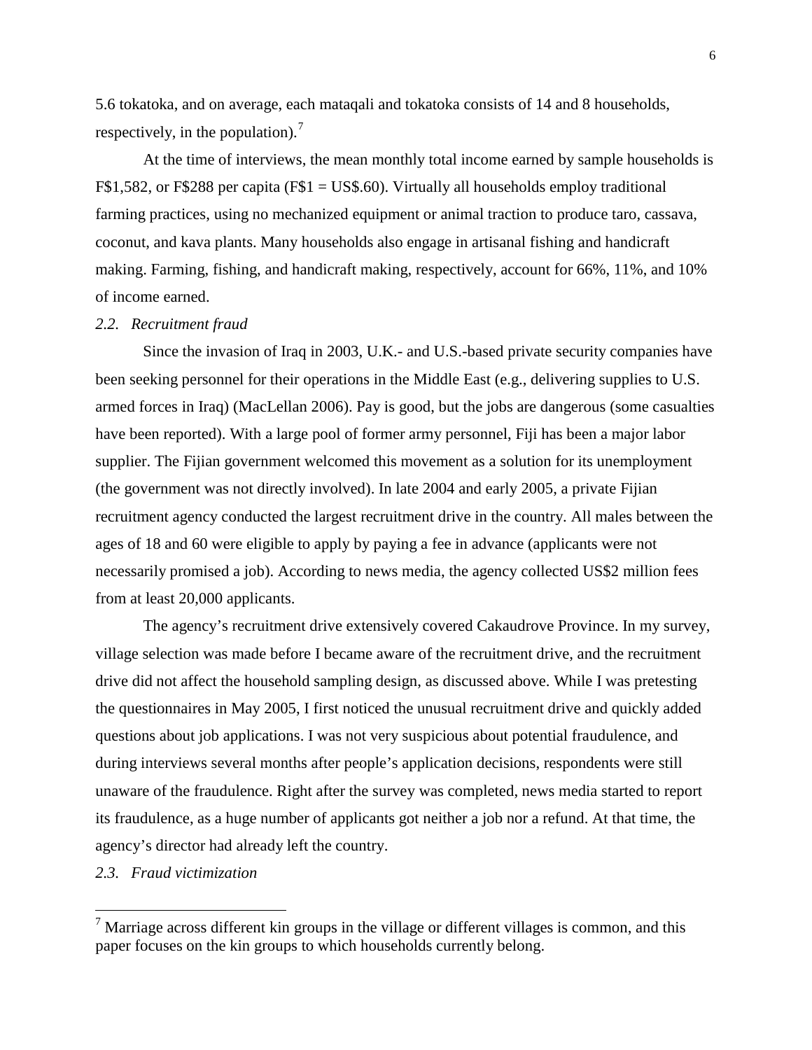5.6 tokatoka, and on average, each mataqali and tokatoka consists of 14 and 8 households, respectively, in the population).[7]

At the time of interviews, the mean monthly total income earned by sample households is F$1,582, or F$288 per capita (F$1 = US$.60). Virtually all households employ traditional farming practices, using no mechanized equipment or animal traction to produce taro, cassava, coconut, and kava plants. Many households also engage in artisanal fishing and handicraft making. Farming, fishing, and handicraft making, respectively, account for 66%, 11%, and 10% of income earned.

### *2.2. Recruitment fraud*

Since the invasion of Iraq in 2003, U.K.- and U.S.-based private security companies have been seeking personnel for their operations in the Middle East (e.g., delivering supplies to U.S. armed forces in Iraq) (MacLellan 2006). Pay is good, but the jobs are dangerous (some casualties have been reported). With a large pool of former army personnel, Fiji has been a major labor supplier. The Fijian government welcomed this movement as a solution for its unemployment (the government was not directly involved). In late 2004 and early 2005, a private Fijian recruitment agency conducted the largest recruitment drive in the country. All males between the ages of 18 and 60 were eligible to apply by paying a fee in advance (applicants were not necessarily promised a job). According to news media, the agency collected US$2 million fees from at least 20,000 applicants.

The agency's recruitment drive extensively covered Cakaudrove Province. In my survey, village selection was made before I became aware of the recruitment drive, and the recruitment drive did not affect the household sampling design, as discussed above. While I was pretesting the questionnaires in May 2005, I first noticed the unusual recruitment drive and quickly added questions about job applications. I was not very suspicious about potential fraudulence, and during interviews several months after people's application decisions, respondents were still unaware of the fraudulence. Right after the survey was completed, news media started to report its fraudulence, as a huge number of applicants got neither a job nor a refund. At that time, the agency's director had already left the country.

### *2.3. Fraud victimization*

[7] Marriage across different kin groups in the village or different villages is common, and this paper focuses on the kin groups to which households currently belong.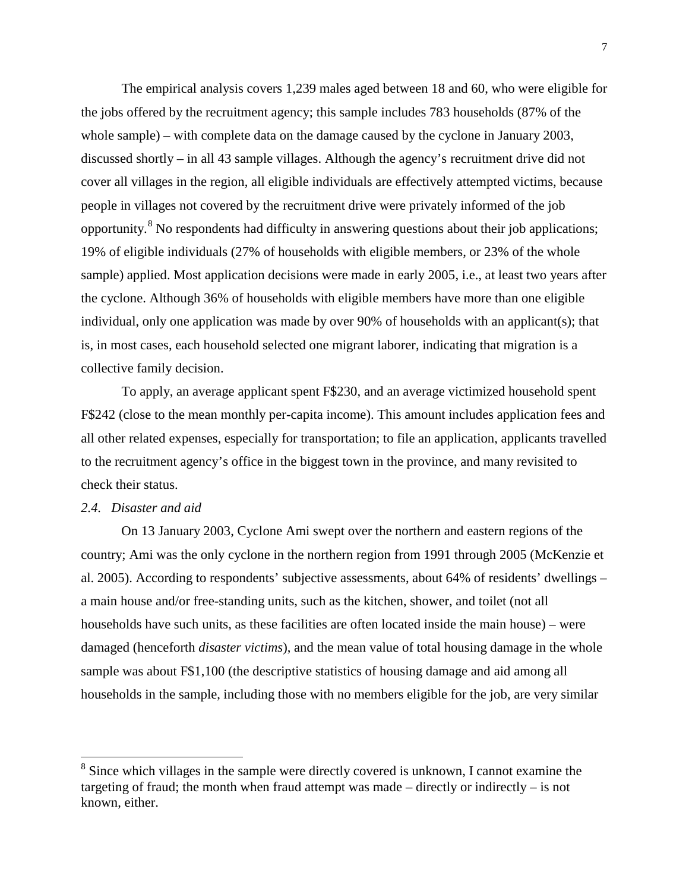The empirical analysis covers 1,239 males aged between 18 and 60, who were eligible for the jobs offered by the recruitment agency; this sample includes 783 households (87% of the whole sample) – with complete data on the damage caused by the cyclone in January 2003, discussed shortly – in all 43 sample villages. Although the agency's recruitment drive did not cover all villages in the region, all eligible individuals are effectively attempted victims, because people in villages not covered by the recruitment drive were privately informed of the job opportunity.[8] No respondents had difficulty in answering questions about their job applications; 19% of eligible individuals (27% of households with eligible members, or 23% of the whole sample) applied. Most application decisions were made in early 2005, i.e., at least two years after the cyclone. Although 36% of households with eligible members have more than one eligible individual, only one application was made by over 90% of households with an applicant(s); that is, in most cases, each household selected one migrant laborer, indicating that migration is a collective family decision.

To apply, an average applicant spent F$230, and an average victimized household spent F$242 (close to the mean monthly per-capita income). This amount includes application fees and all other related expenses, especially for transportation; to file an application, applicants travelled to the recruitment agency's office in the biggest town in the province, and many revisited to check their status.

### *2.4. Disaster and aid*

On 13 January 2003, Cyclone Ami swept over the northern and eastern regions of the country; Ami was the only cyclone in the northern region from 1991 through 2005 (McKenzie et al. 2005). According to respondents' subjective assessments, about 64% of residents' dwellings – a main house and/or free-standing units, such as the kitchen, shower, and toilet (not all households have such units, as these facilities are often located inside the main house) – were damaged (henceforth *disaster victims*), and the mean value of total housing damage in the whole sample was about F$1,100 (the descriptive statistics of housing damage and aid among all households in the sample, including those with no members eligible for the job, are very similar

[8] Since which villages in the sample were directly covered is unknown, I cannot examine the targeting of fraud; the month when fraud attempt was made – directly or indirectly – is not known, either.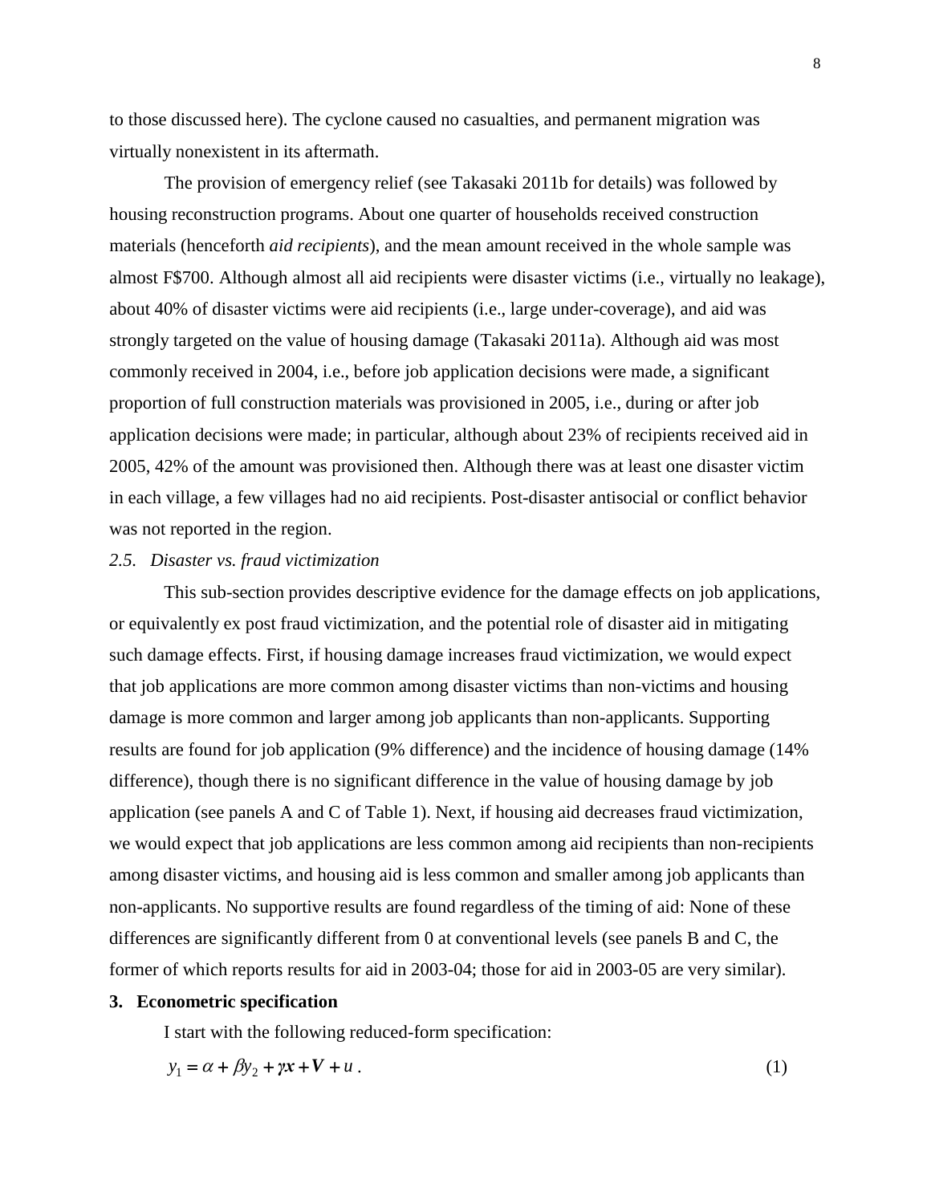to those discussed here). The cyclone caused no casualties, and permanent migration was virtually nonexistent in its aftermath.

The provision of emergency relief (see Takasaki 2011b for details) was followed by housing reconstruction programs. About one quarter of households received construction materials (henceforth *aid recipients*), and the mean amount received in the whole sample was almost F$700. Although almost all aid recipients were disaster victims (i.e., virtually no leakage), about 40% of disaster victims were aid recipients (i.e., large under-coverage), and aid was strongly targeted on the value of housing damage (Takasaki 2011a). Although aid was most commonly received in 2004, i.e., before job application decisions were made, a significant proportion of full construction materials was provisioned in 2005, i.e., during or after job application decisions were made; in particular, although about 23% of recipients received aid in 2005, 42% of the amount was provisioned then. Although there was at least one disaster victim in each village, a few villages had no aid recipients. Post-disaster antisocial or conflict behavior was not reported in the region.

*2.5. Disaster vs. fraud victimization*

This sub-section provides descriptive evidence for the damage effects on job applications, or equivalently ex post fraud victimization, and the potential role of disaster aid in mitigating such damage effects. First, if housing damage increases fraud victimization, we would expect that job applications are more common among disaster victims than non-victims and housing damage is more common and larger among job applicants than non-applicants. Supporting results are found for job application (9% difference) and the incidence of housing damage (14% difference), though there is no significant difference in the value of housing damage by job application (see panels A and C of Table 1). Next, if housing aid decreases fraud victimization, we would expect that job applications are less common among aid recipients than non-recipients among disaster victims, and housing aid is less common and smaller among job applicants than non-applicants. No supportive results are found regardless of the timing of aid: None of these differences are significantly different from 0 at conventional levels (see panels B and C, the former of which reports results for aid in 2003-04; those for aid in 2003-05 are very similar).

## 3. Econometric specification

I start with the following reduced-form specification:

$$y_1 = \alpha + \beta y_2 + \gamma \boldsymbol{x} + \boldsymbol{V} + u \, . \tag{1}$$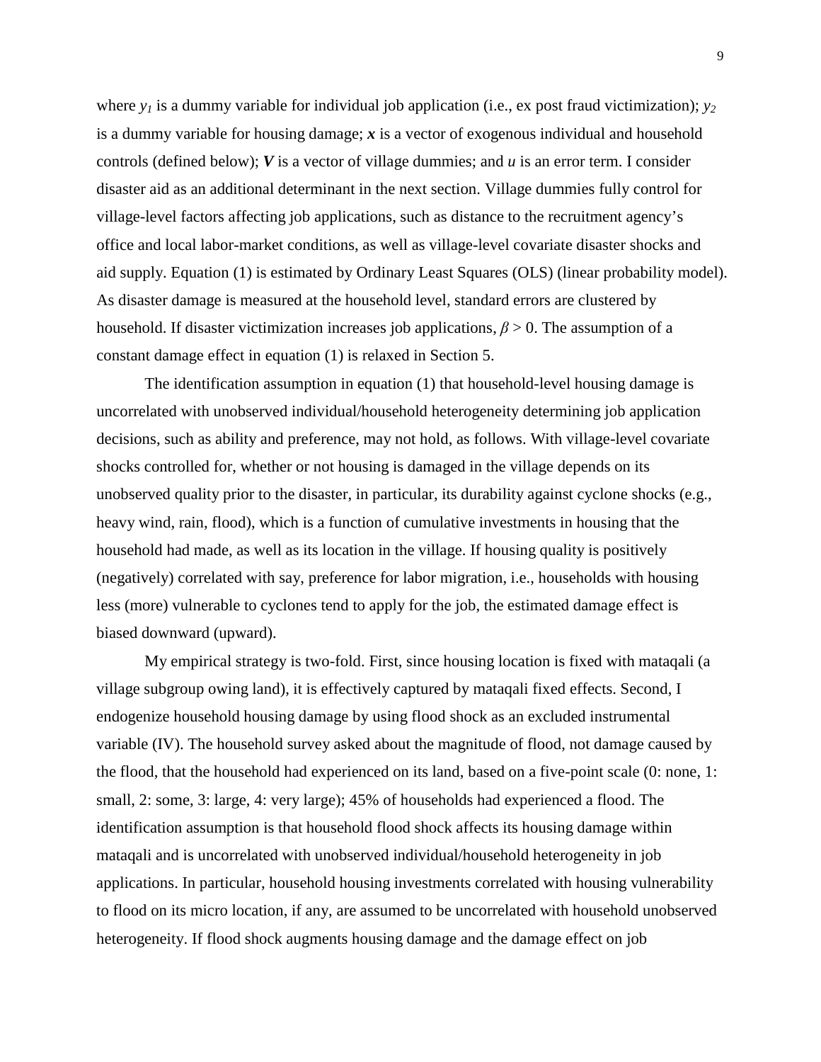where $y_1$ is a dummy variable for individual job application (i.e., ex post fraud victimization); $y_2$ is a dummy variable for housing damage; $\boldsymbol{x}$ is a vector of exogenous individual and household controls (defined below); $\boldsymbol{V}$ is a vector of village dummies; and $u$ is an error term. I consider disaster aid as an additional determinant in the next section. Village dummies fully control for village-level factors affecting job applications, such as distance to the recruitment agency's office and local labor-market conditions, as well as village-level covariate disaster shocks and aid supply. Equation (1) is estimated by Ordinary Least Squares (OLS) (linear probability model). As disaster damage is measured at the household level, standard errors are clustered by household. If disaster victimization increases job applications, $\beta > 0$. The assumption of a constant damage effect in equation (1) is relaxed in Section 5.

The identification assumption in equation (1) that household-level housing damage is uncorrelated with unobserved individual/household heterogeneity determining job application decisions, such as ability and preference, may not hold, as follows. With village-level covariate shocks controlled for, whether or not housing is damaged in the village depends on its unobserved quality prior to the disaster, in particular, its durability against cyclone shocks (e.g., heavy wind, rain, flood), which is a function of cumulative investments in housing that the household had made, as well as its location in the village. If housing quality is positively (negatively) correlated with say, preference for labor migration, i.e., households with housing less (more) vulnerable to cyclones tend to apply for the job, the estimated damage effect is biased downward (upward).

My empirical strategy is two-fold. First, since housing location is fixed with mataqali (a village subgroup owing land), it is effectively captured by mataqali fixed effects. Second, I endogenize household housing damage by using flood shock as an excluded instrumental variable (IV). The household survey asked about the magnitude of flood, not damage caused by the flood, that the household had experienced on its land, based on a five-point scale (0: none, 1: small, 2: some, 3: large, 4: very large); 45% of households had experienced a flood. The identification assumption is that household flood shock affects its housing damage within mataqali and is uncorrelated with unobserved individual/household heterogeneity in job applications. In particular, household housing investments correlated with housing vulnerability to flood on its micro location, if any, are assumed to be uncorrelated with household unobserved heterogeneity. If flood shock augments housing damage and the damage effect on job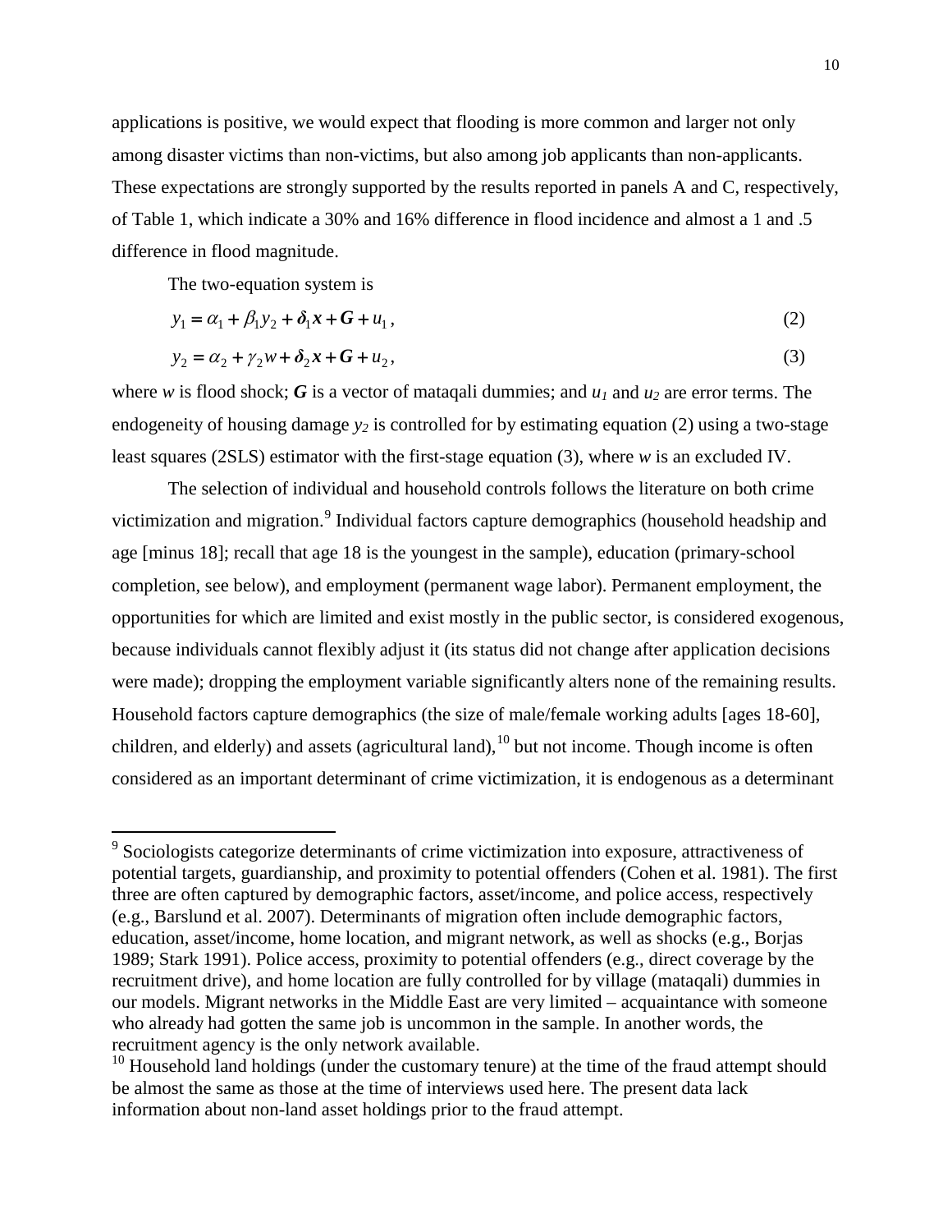applications is positive, we would expect that flooding is more common and larger not only among disaster victims than non-victims, but also among job applicants than non-applicants. These expectations are strongly supported by the results reported in panels A and C, respectively, of Table 1, which indicate a 30% and 16% difference in flood incidence and almost a 1 and .5 difference in flood magnitude.

The two-equation system is

$$y_1 = \alpha_1 + \beta_1 y_2 + \boldsymbol{\delta}_1 \boldsymbol{x} + \boldsymbol{G} + u_1, \tag{2}$$

$$y_2 = \alpha_2 + \gamma_2 w + \boldsymbol{\delta}_2 \boldsymbol{x} + \boldsymbol{G} + u_2, \tag{3}$$

where $w$ is flood shock; $\boldsymbol{G}$ is a vector of mataqali dummies; and $u_1$ and $u_2$ are error terms. The endogeneity of housing damage $y_2$ is controlled for by estimating equation (2) using a two-stage least squares (2SLS) estimator with the first-stage equation (3), where $w$ is an excluded IV.

The selection of individual and household controls follows the literature on both crime victimization and migration.[9] Individual factors capture demographics (household headship and age [minus 18]; recall that age 18 is the youngest in the sample), education (primary-school completion, see below), and employment (permanent wage labor). Permanent employment, the opportunities for which are limited and exist mostly in the public sector, is considered exogenous, because individuals cannot flexibly adjust it (its status did not change after application decisions were made); dropping the employment variable significantly alters none of the remaining results. Household factors capture demographics (the size of male/female working adults [ages 18-60], children, and elderly) and assets (agricultural land),[10] but not income. Though income is often considered as an important determinant of crime victimization, it is endogenous as a determinant

[9] Sociologists categorize determinants of crime victimization into exposure, attractiveness of potential targets, guardianship, and proximity to potential offenders (Cohen et al. 1981). The first three are often captured by demographic factors, asset/income, and police access, respectively (e.g., Barslund et al. 2007). Determinants of migration often include demographic factors, education, asset/income, home location, and migrant network, as well as shocks (e.g., Borjas 1989; Stark 1991). Police access, proximity to potential offenders (e.g., direct coverage by the recruitment drive), and home location are fully controlled for by village (mataqali) dummies in our models. Migrant networks in the Middle East are very limited – acquaintance with someone who already had gotten the same job is uncommon in the sample. In another words, the recruitment agency is the only network available.

[10] Household land holdings (under the customary tenure) at the time of the fraud attempt should be almost the same as those at the time of interviews used here. The present data lack information about non-land asset holdings prior to the fraud attempt.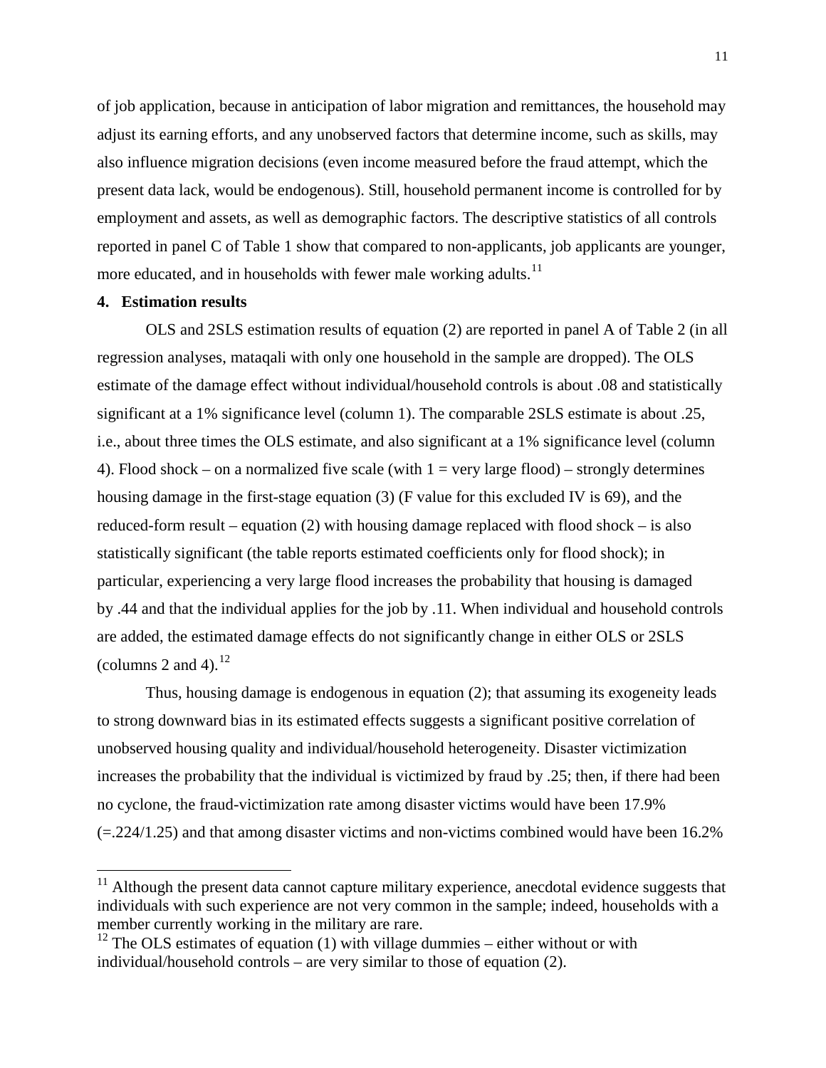of job application, because in anticipation of labor migration and remittances, the household may adjust its earning efforts, and any unobserved factors that determine income, such as skills, may also influence migration decisions (even income measured before the fraud attempt, which the present data lack, would be endogenous). Still, household permanent income is controlled for by employment and assets, as well as demographic factors. The descriptive statistics of all controls reported in panel C of Table 1 show that compared to non-applicants, job applicants are younger, more educated, and in households with fewer male working adults.[11]

## 4. Estimation results

OLS and 2SLS estimation results of equation (2) are reported in panel A of Table 2 (in all regression analyses, mataqali with only one household in the sample are dropped). The OLS estimate of the damage effect without individual/household controls is about .08 and statistically significant at a 1% significance level (column 1). The comparable 2SLS estimate is about .25, i.e., about three times the OLS estimate, and also significant at a 1% significance level (column 4). Flood shock – on a normalized five scale (with 1 = very large flood) – strongly determines housing damage in the first-stage equation (3) (F value for this excluded IV is 69), and the reduced-form result – equation (2) with housing damage replaced with flood shock – is also statistically significant (the table reports estimated coefficients only for flood shock); in particular, experiencing a very large flood increases the probability that housing is damaged by .44 and that the individual applies for the job by .11. When individual and household controls are added, the estimated damage effects do not significantly change in either OLS or 2SLS (columns 2 and 4).[12]

Thus, housing damage is endogenous in equation (2); that assuming its exogeneity leads to strong downward bias in its estimated effects suggests a significant positive correlation of unobserved housing quality and individual/household heterogeneity. Disaster victimization increases the probability that the individual is victimized by fraud by .25; then, if there had been no cyclone, the fraud-victimization rate among disaster victims would have been 17.9% (=.224/1.25) and that among disaster victims and non-victims combined would have been 16.2%

[11] Although the present data cannot capture military experience, anecdotal evidence suggests that individuals with such experience are not very common in the sample; indeed, households with a member currently working in the military are rare.

[12] The OLS estimates of equation (1) with village dummies – either without or with individual/household controls – are very similar to those of equation (2).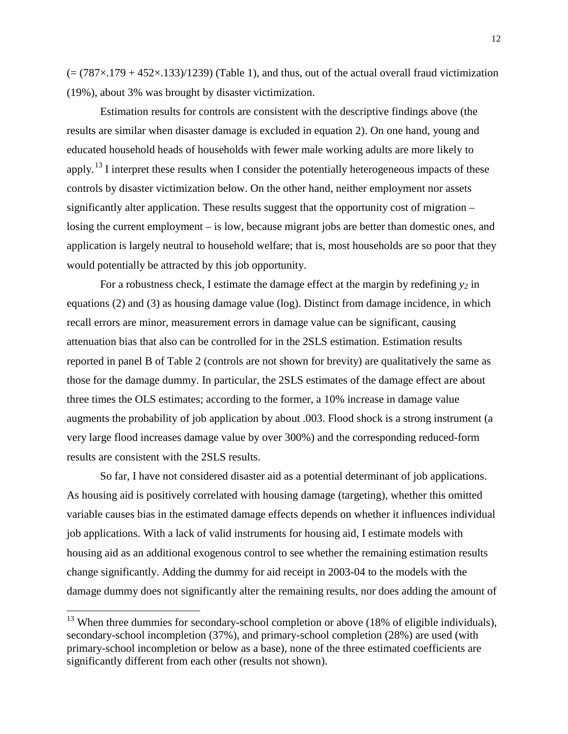(= (787×.179 + 452×.133)/1239) (Table 1), and thus, out of the actual overall fraud victimization (19%), about 3% was brought by disaster victimization.

Estimation results for controls are consistent with the descriptive findings above (the results are similar when disaster damage is excluded in equation 2). On one hand, young and educated household heads of households with fewer male working adults are more likely to apply.[13] I interpret these results when I consider the potentially heterogeneous impacts of these controls by disaster victimization below. On the other hand, neither employment nor assets significantly alter application. These results suggest that the opportunity cost of migration – losing the current employment – is low, because migrant jobs are better than domestic ones, and application is largely neutral to household welfare; that is, most households are so poor that they would potentially be attracted by this job opportunity.

For a robustness check, I estimate the damage effect at the margin by redefining $y_2$ in equations (2) and (3) as housing damage value (log). Distinct from damage incidence, in which recall errors are minor, measurement errors in damage value can be significant, causing attenuation bias that also can be controlled for in the 2SLS estimation. Estimation results reported in panel B of Table 2 (controls are not shown for brevity) are qualitatively the same as those for the damage dummy. In particular, the 2SLS estimates of the damage effect are about three times the OLS estimates; according to the former, a 10% increase in damage value augments the probability of job application by about .003. Flood shock is a strong instrument (a very large flood increases damage value by over 300%) and the corresponding reduced-form results are consistent with the 2SLS results.

So far, I have not considered disaster aid as a potential determinant of job applications. As housing aid is positively correlated with housing damage (targeting), whether this omitted variable causes bias in the estimated damage effects depends on whether it influences individual job applications. With a lack of valid instruments for housing aid, I estimate models with housing aid as an additional exogenous control to see whether the remaining estimation results change significantly. Adding the dummy for aid receipt in 2003-04 to the models with the damage dummy does not significantly alter the remaining results, nor does adding the amount of

[13] When three dummies for secondary-school completion or above (18% of eligible individuals), secondary-school incompletion (37%), and primary-school completion (28%) are used (with primary-school incompletion or below as a base), none of the three estimated coefficients are significantly different from each other (results not shown).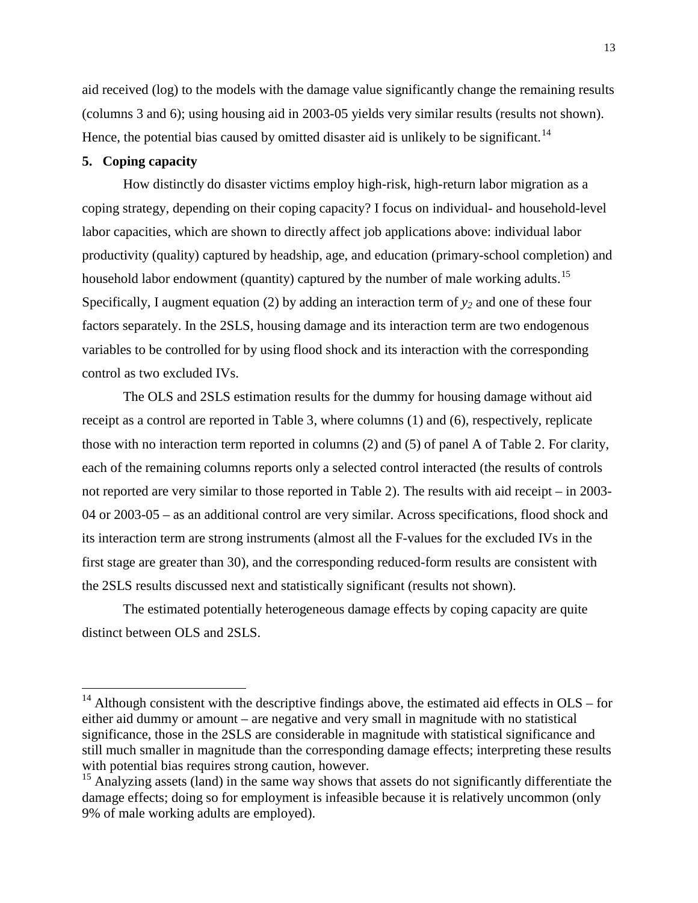aid received (log) to the models with the damage value significantly change the remaining results (columns 3 and 6); using housing aid in 2003-05 yields very similar results (results not shown). Hence, the potential bias caused by omitted disaster aid is unlikely to be significant.[14]

## 5. Coping capacity

How distinctly do disaster victims employ high-risk, high-return labor migration as a coping strategy, depending on their coping capacity? I focus on individual- and household-level labor capacities, which are shown to directly affect job applications above: individual labor productivity (quality) captured by headship, age, and education (primary-school completion) and household labor endowment (quantity) captured by the number of male working adults.[15] Specifically, I augment equation (2) by adding an interaction term of $y_2$ and one of these four factors separately. In the 2SLS, housing damage and its interaction term are two endogenous variables to be controlled for by using flood shock and its interaction with the corresponding control as two excluded IVs.

The OLS and 2SLS estimation results for the dummy for housing damage without aid receipt as a control are reported in Table 3, where columns (1) and (6), respectively, replicate those with no interaction term reported in columns (2) and (5) of panel A of Table 2. For clarity, each of the remaining columns reports only a selected control interacted (the results of controls not reported are very similar to those reported in Table 2). The results with aid receipt – in 2003-04 or 2003-05 – as an additional control are very similar. Across specifications, flood shock and its interaction term are strong instruments (almost all the F-values for the excluded IVs in the first stage are greater than 30), and the corresponding reduced-form results are consistent with the 2SLS results discussed next and statistically significant (results not shown).

The estimated potentially heterogeneous damage effects by coping capacity are quite distinct between OLS and 2SLS.

---

[14] Although consistent with the descriptive findings above, the estimated aid effects in OLS – for either aid dummy or amount – are negative and very small in magnitude with no statistical significance, those in the 2SLS are considerable in magnitude with statistical significance and still much smaller in magnitude than the corresponding damage effects; interpreting these results with potential bias requires strong caution, however.

[15] Analyzing assets (land) in the same way shows that assets do not significantly differentiate the damage effects; doing so for employment is infeasible because it is relatively uncommon (only 9% of male working adults are employed).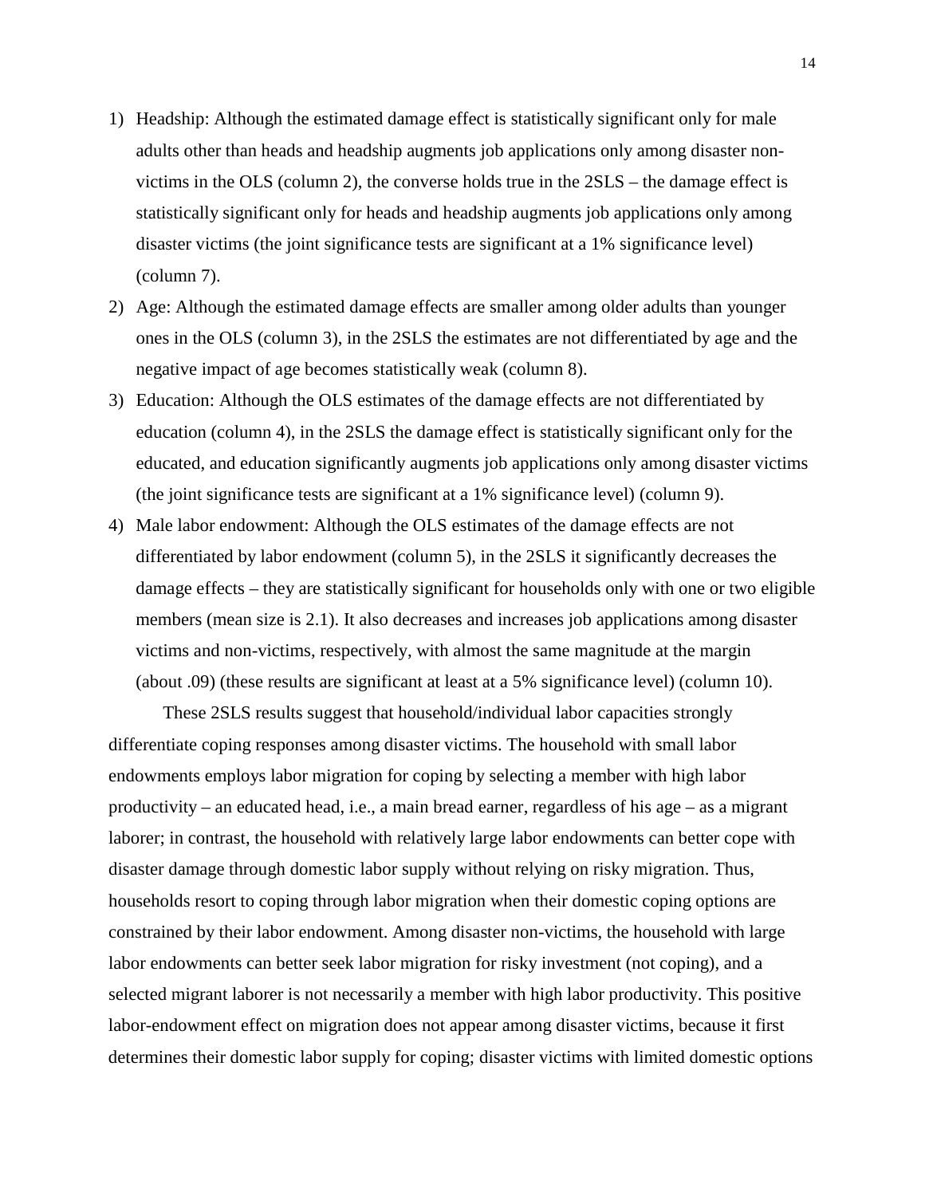1) Headship: Although the estimated damage effect is statistically significant only for male adults other than heads and headship augments job applications only among disaster non-victims in the OLS (column 2), the converse holds true in the 2SLS – the damage effect is statistically significant only for heads and headship augments job applications only among disaster victims (the joint significance tests are significant at a 1% significance level) (column 7).
2) Age: Although the estimated damage effects are smaller among older adults than younger ones in the OLS (column 3), in the 2SLS the estimates are not differentiated by age and the negative impact of age becomes statistically weak (column 8).
3) Education: Although the OLS estimates of the damage effects are not differentiated by education (column 4), in the 2SLS the damage effect is statistically significant only for the educated, and education significantly augments job applications only among disaster victims (the joint significance tests are significant at a 1% significance level) (column 9).
4) Male labor endowment: Although the OLS estimates of the damage effects are not differentiated by labor endowment (column 5), in the 2SLS it significantly decreases the damage effects – they are statistically significant for households only with one or two eligible members (mean size is 2.1). It also decreases and increases job applications among disaster victims and non-victims, respectively, with almost the same magnitude at the margin (about .09) (these results are significant at least at a 5% significance level) (column 10).

These 2SLS results suggest that household/individual labor capacities strongly differentiate coping responses among disaster victims. The household with small labor endowments employs labor migration for coping by selecting a member with high labor productivity – an educated head, i.e., a main bread earner, regardless of his age – as a migrant laborer; in contrast, the household with relatively large labor endowments can better cope with disaster damage through domestic labor supply without relying on risky migration. Thus, households resort to coping through labor migration when their domestic coping options are constrained by their labor endowment. Among disaster non-victims, the household with large labor endowments can better seek labor migration for risky investment (not coping), and a selected migrant laborer is not necessarily a member with high labor productivity. This positive labor-endowment effect on migration does not appear among disaster victims, because it first determines their domestic labor supply for coping; disaster victims with limited domestic options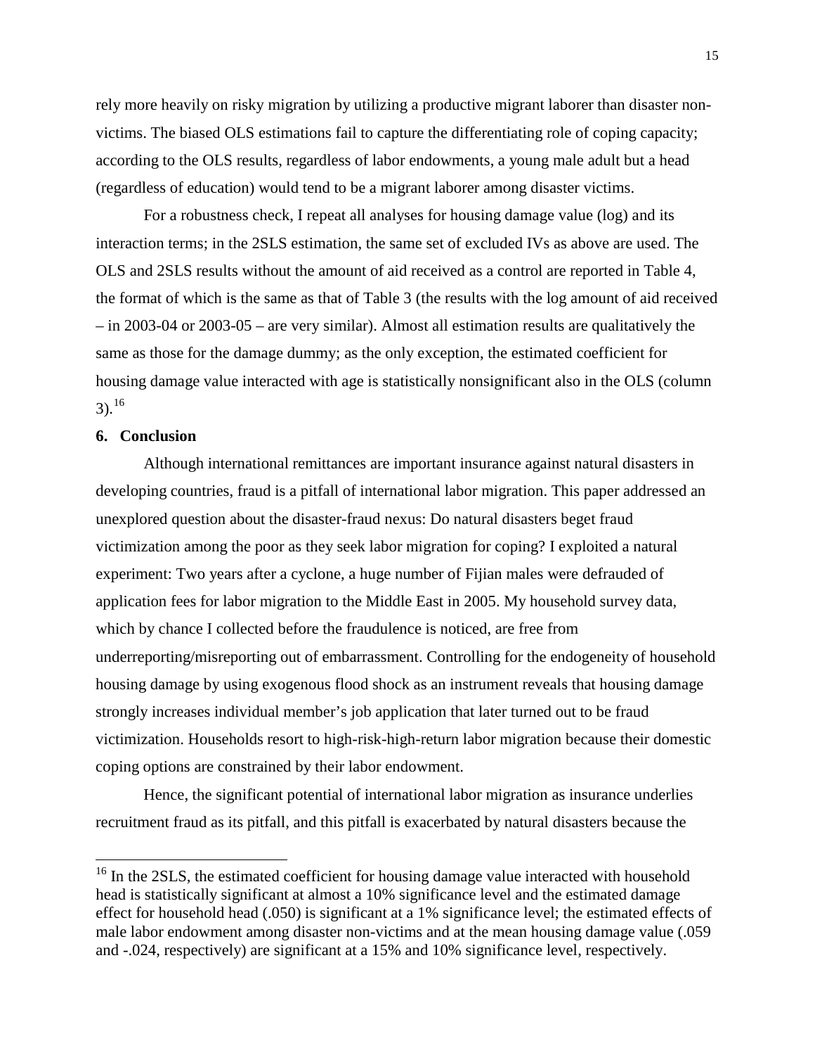rely more heavily on risky migration by utilizing a productive migrant laborer than disaster non-victims. The biased OLS estimations fail to capture the differentiating role of coping capacity; according to the OLS results, regardless of labor endowments, a young male adult but a head (regardless of education) would tend to be a migrant laborer among disaster victims.

For a robustness check, I repeat all analyses for housing damage value (log) and its interaction terms; in the 2SLS estimation, the same set of excluded IVs as above are used. The OLS and 2SLS results without the amount of aid received as a control are reported in Table 4, the format of which is the same as that of Table 3 (the results with the log amount of aid received – in 2003-04 or 2003-05 – are very similar). Almost all estimation results are qualitatively the same as those for the damage dummy; as the only exception, the estimated coefficient for housing damage value interacted with age is statistically nonsignificant also in the OLS (column 3).[16]

## 6. Conclusion

Although international remittances are important insurance against natural disasters in developing countries, fraud is a pitfall of international labor migration. This paper addressed an unexplored question about the disaster-fraud nexus: Do natural disasters beget fraud victimization among the poor as they seek labor migration for coping? I exploited a natural experiment: Two years after a cyclone, a huge number of Fijian males were defrauded of application fees for labor migration to the Middle East in 2005. My household survey data, which by chance I collected before the fraudulence is noticed, are free from underreporting/misreporting out of embarrassment. Controlling for the endogeneity of household housing damage by using exogenous flood shock as an instrument reveals that housing damage strongly increases individual member's job application that later turned out to be fraud victimization. Households resort to high-risk-high-return labor migration because their domestic coping options are constrained by their labor endowment.

Hence, the significant potential of international labor migration as insurance underlies recruitment fraud as its pitfall, and this pitfall is exacerbated by natural disasters because the

---

[16] In the 2SLS, the estimated coefficient for housing damage value interacted with household head is statistically significant at almost a 10% significance level and the estimated damage effect for household head (.050) is significant at a 1% significance level; the estimated effects of male labor endowment among disaster non-victims and at the mean housing damage value (.059 and -.024, respectively) are significant at a 15% and 10% significance level, respectively.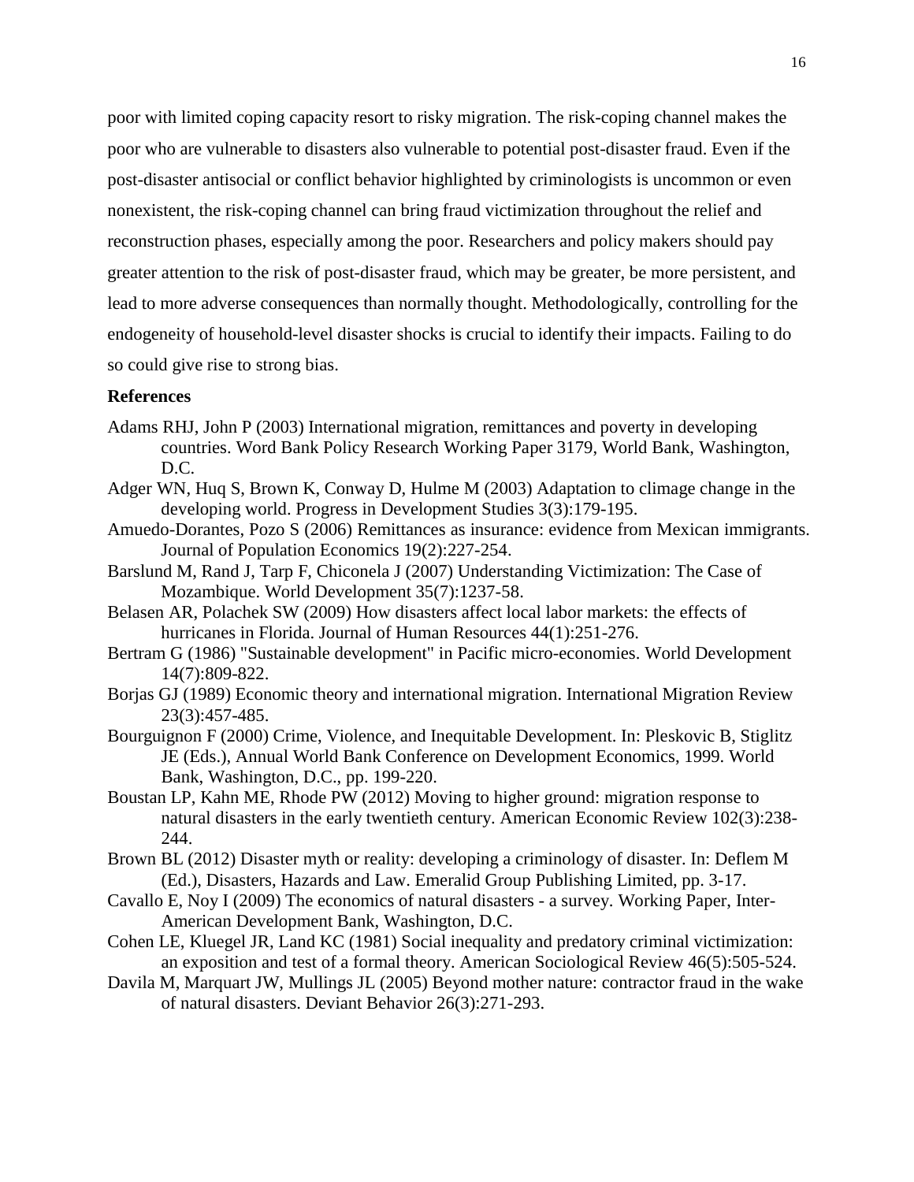poor with limited coping capacity resort to risky migration. The risk-coping channel makes the poor who are vulnerable to disasters also vulnerable to potential post-disaster fraud. Even if the post-disaster antisocial or conflict behavior highlighted by criminologists is uncommon or even nonexistent, the risk-coping channel can bring fraud victimization throughout the relief and reconstruction phases, especially among the poor. Researchers and policy makers should pay greater attention to the risk of post-disaster fraud, which may be greater, be more persistent, and lead to more adverse consequences than normally thought. Methodologically, controlling for the endogeneity of household-level disaster shocks is crucial to identify their impacts. Failing to do so could give rise to strong bias.

**References**

Adams RHJ, John P (2003) International migration, remittances and poverty in developing countries. Word Bank Policy Research Working Paper 3179, World Bank, Washington, D.C.

Adger WN, Huq S, Brown K, Conway D, Hulme M (2003) Adaptation to climage change in the developing world. Progress in Development Studies 3(3):179-195.

Amuedo-Dorantes, Pozo S (2006) Remittances as insurance: evidence from Mexican immigrants. Journal of Population Economics 19(2):227-254.

Barslund M, Rand J, Tarp F, Chiconela J (2007) Understanding Victimization: The Case of Mozambique. World Development 35(7):1237-58.

Belasen AR, Polachek SW (2009) How disasters affect local labor markets: the effects of hurricanes in Florida. Journal of Human Resources 44(1):251-276.

Bertram G (1986) "Sustainable development" in Pacific micro-economies. World Development 14(7):809-822.

Borjas GJ (1989) Economic theory and international migration. International Migration Review 23(3):457-485.

Bourguignon F (2000) Crime, Violence, and Inequitable Development. In: Pleskovic B, Stiglitz JE (Eds.), Annual World Bank Conference on Development Economics, 1999. World Bank, Washington, D.C., pp. 199-220.

Boustan LP, Kahn ME, Rhode PW (2012) Moving to higher ground: migration response to natural disasters in the early twentieth century. American Economic Review 102(3):238-244.

Brown BL (2012) Disaster myth or reality: developing a criminology of disaster. In: Deflem M (Ed.), Disasters, Hazards and Law. Emeralid Group Publishing Limited, pp. 3-17.

Cavallo E, Noy I (2009) The economics of natural disasters - a survey. Working Paper, Inter-American Development Bank, Washington, D.C.

Cohen LE, Kluegel JR, Land KC (1981) Social inequality and predatory criminal victimization: an exposition and test of a formal theory. American Sociological Review 46(5):505-524.

Davila M, Marquart JW, Mullings JL (2005) Beyond mother nature: contractor fraud in the wake of natural disasters. Deviant Behavior 26(3):271-293.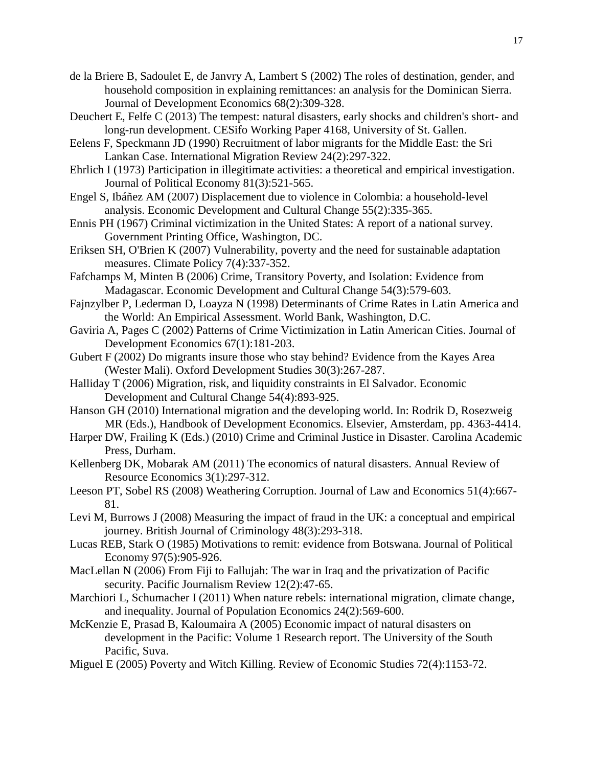de la Briere B, Sadoulet E, de Janvry A, Lambert S (2002) The roles of destination, gender, and household composition in explaining remittances: an analysis for the Dominican Sierra. Journal of Development Economics 68(2):309-328.

Deuchert E, Felfe C (2013) The tempest: natural disasters, early shocks and children's short- and long-run development. CESifo Working Paper 4168, University of St. Gallen.

Eelens F, Speckmann JD (1990) Recruitment of labor migrants for the Middle East: the Sri Lankan Case. International Migration Review 24(2):297-322.

Ehrlich I (1973) Participation in illegitimate activities: a theoretical and empirical investigation. Journal of Political Economy 81(3):521-565.

Engel S, Ibáñez AM (2007) Displacement due to violence in Colombia: a household-level analysis. Economic Development and Cultural Change 55(2):335-365.

Ennis PH (1967) Criminal victimization in the United States: A report of a national survey. Government Printing Office, Washington, DC.

Eriksen SH, O'Brien K (2007) Vulnerability, poverty and the need for sustainable adaptation measures. Climate Policy 7(4):337-352.

Fafchamps M, Minten B (2006) Crime, Transitory Poverty, and Isolation: Evidence from Madagascar. Economic Development and Cultural Change 54(3):579-603.

Fajnzylber P, Lederman D, Loayza N (1998) Determinants of Crime Rates in Latin America and the World: An Empirical Assessment. World Bank, Washington, D.C.

Gaviria A, Pages C (2002) Patterns of Crime Victimization in Latin American Cities. Journal of Development Economics 67(1):181-203.

Gubert F (2002) Do migrants insure those who stay behind? Evidence from the Kayes Area (Wester Mali). Oxford Development Studies 30(3):267-287.

Halliday T (2006) Migration, risk, and liquidity constraints in El Salvador. Economic Development and Cultural Change 54(4):893-925.

Hanson GH (2010) International migration and the developing world. In: Rodrik D, Rosezweig MR (Eds.), Handbook of Development Economics. Elsevier, Amsterdam, pp. 4363-4414.

Harper DW, Frailing K (Eds.) (2010) Crime and Criminal Justice in Disaster. Carolina Academic Press, Durham.

Kellenberg DK, Mobarak AM (2011) The economics of natural disasters. Annual Review of Resource Economics 3(1):297-312.

Leeson PT, Sobel RS (2008) Weathering Corruption. Journal of Law and Economics 51(4):667-81.

Levi M, Burrows J (2008) Measuring the impact of fraud in the UK: a conceptual and empirical journey. British Journal of Criminology 48(3):293-318.

Lucas REB, Stark O (1985) Motivations to remit: evidence from Botswana. Journal of Political Economy 97(5):905-926.

MacLellan N (2006) From Fiji to Fallujah: The war in Iraq and the privatization of Pacific security. Pacific Journalism Review 12(2):47-65.

Marchiori L, Schumacher I (2011) When nature rebels: international migration, climate change, and inequality. Journal of Population Economics 24(2):569-600.

McKenzie E, Prasad B, Kaloumaira A (2005) Economic impact of natural disasters on development in the Pacific: Volume 1 Research report. The University of the South Pacific, Suva.

Miguel E (2005) Poverty and Witch Killing. Review of Economic Studies 72(4):1153-72.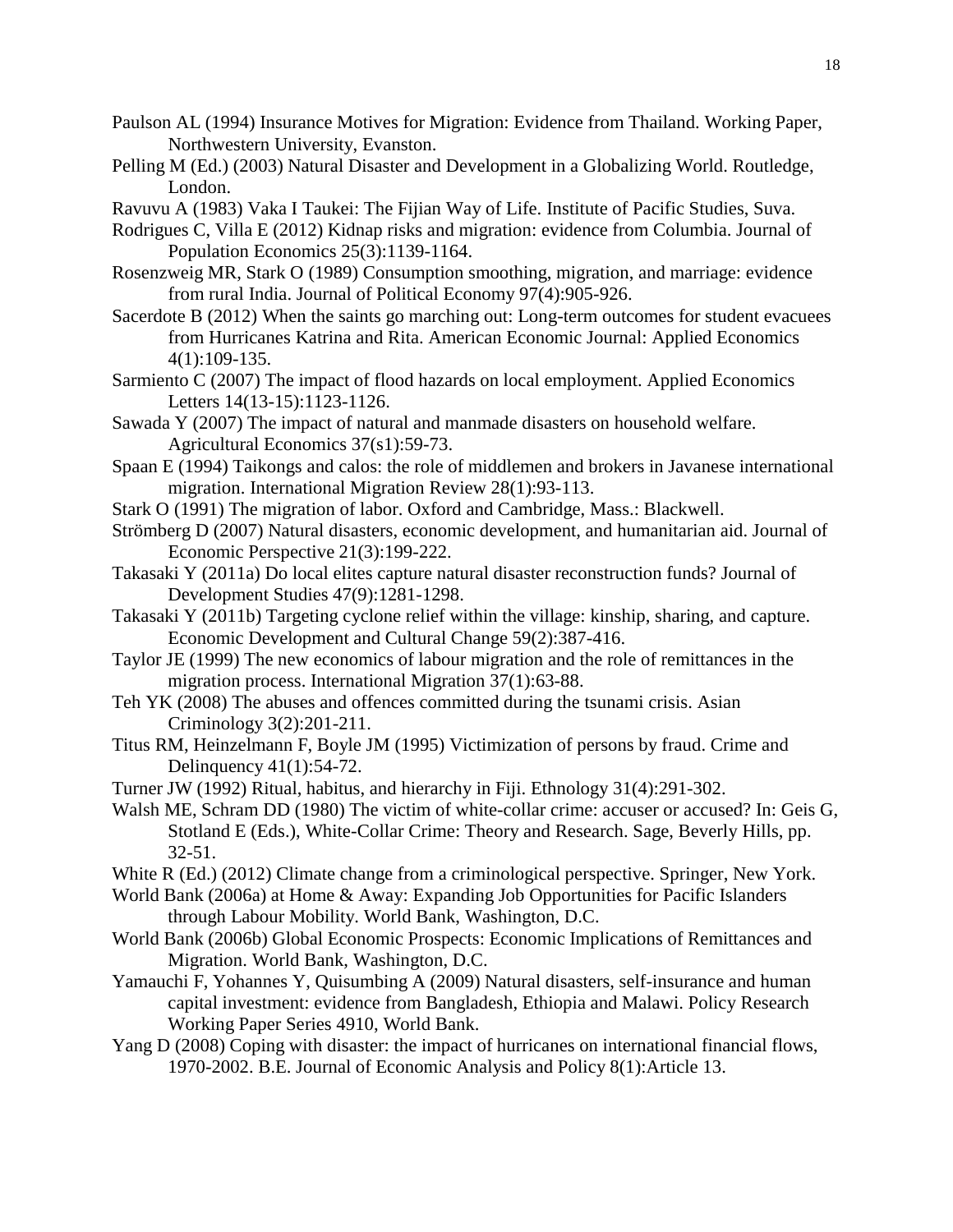Paulson AL (1994) Insurance Motives for Migration: Evidence from Thailand. Working Paper, Northwestern University, Evanston.

Pelling M (Ed.) (2003) Natural Disaster and Development in a Globalizing World. Routledge, London.

Ravuvu A (1983) Vaka I Taukei: The Fijian Way of Life. Institute of Pacific Studies, Suva.

Rodrigues C, Villa E (2012) Kidnap risks and migration: evidence from Columbia. Journal of Population Economics 25(3):1139-1164.

Rosenzweig MR, Stark O (1989) Consumption smoothing, migration, and marriage: evidence from rural India. Journal of Political Economy 97(4):905-926.

Sacerdote B (2012) When the saints go marching out: Long-term outcomes for student evacuees from Hurricanes Katrina and Rita. American Economic Journal: Applied Economics 4(1):109-135.

Sarmiento C (2007) The impact of flood hazards on local employment. Applied Economics Letters 14(13-15):1123-1126.

Sawada Y (2007) The impact of natural and manmade disasters on household welfare. Agricultural Economics 37(s1):59-73.

Spaan E (1994) Taikongs and calos: the role of middlemen and brokers in Javanese international migration. International Migration Review 28(1):93-113.

Stark O (1991) The migration of labor. Oxford and Cambridge, Mass.: Blackwell.

Strömberg D (2007) Natural disasters, economic development, and humanitarian aid. Journal of Economic Perspective 21(3):199-222.

Takasaki Y (2011a) Do local elites capture natural disaster reconstruction funds? Journal of Development Studies 47(9):1281-1298.

Takasaki Y (2011b) Targeting cyclone relief within the village: kinship, sharing, and capture. Economic Development and Cultural Change 59(2):387-416.

Taylor JE (1999) The new economics of labour migration and the role of remittances in the migration process. International Migration 37(1):63-88.

Teh YK (2008) The abuses and offences committed during the tsunami crisis. Asian Criminology 3(2):201-211.

Titus RM, Heinzelmann F, Boyle JM (1995) Victimization of persons by fraud. Crime and Delinquency 41(1):54-72.

Turner JW (1992) Ritual, habitus, and hierarchy in Fiji. Ethnology 31(4):291-302.

Walsh ME, Schram DD (1980) The victim of white-collar crime: accuser or accused? In: Geis G, Stotland E (Eds.), White-Collar Crime: Theory and Research. Sage, Beverly Hills, pp. 32-51.

White R (Ed.) (2012) Climate change from a criminological perspective. Springer, New York.

World Bank (2006a) at Home & Away: Expanding Job Opportunities for Pacific Islanders through Labour Mobility. World Bank, Washington, D.C.

World Bank (2006b) Global Economic Prospects: Economic Implications of Remittances and Migration. World Bank, Washington, D.C.

Yamauchi F, Yohannes Y, Quisumbing A (2009) Natural disasters, self-insurance and human capital investment: evidence from Bangladesh, Ethiopia and Malawi. Policy Research Working Paper Series 4910, World Bank.

Yang D (2008) Coping with disaster: the impact of hurricanes on international financial flows, 1970-2002. B.E. Journal of Economic Analysis and Policy 8(1):Article 13.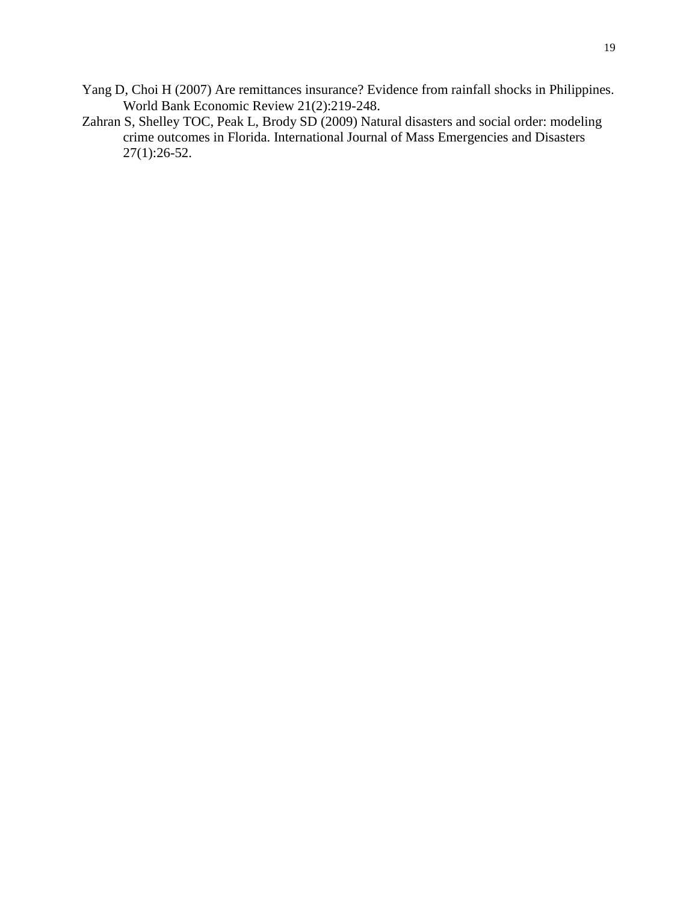Yang D, Choi H (2007) Are remittances insurance? Evidence from rainfall shocks in Philippines. World Bank Economic Review 21(2):219-248.

Zahran S, Shelley TOC, Peak L, Brody SD (2009) Natural disasters and social order: modeling crime outcomes in Florida. International Journal of Mass Emergencies and Disasters 27(1):26-52.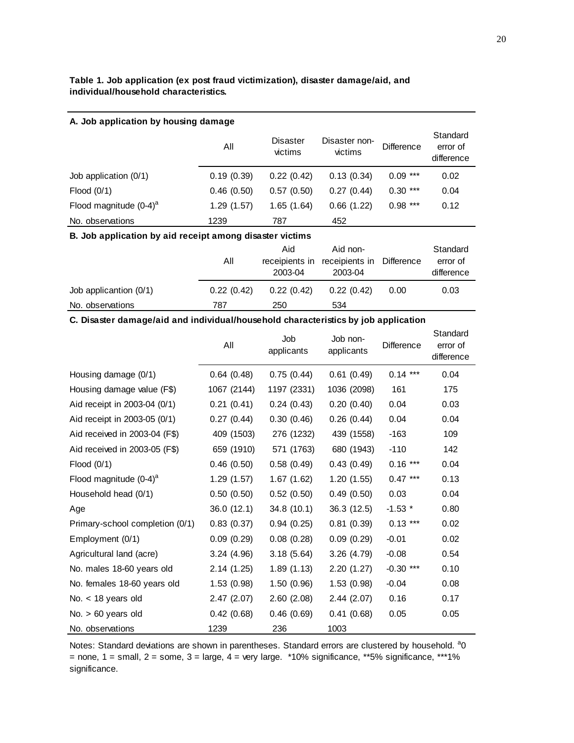**Table 1. Job application (ex post fraud victimization), disaster damage/aid, and individual/household characteristics.**

**A. Job application by housing damage**

| | All | Disaster victims | Disaster non-victims | Difference | Standard error of difference |
|---|---|---|---|---|---|
| Job application (0/1) | 0.19 (0.39) | 0.22 (0.42) | 0.13 (0.34) | 0.09 *** | 0.02 |
| Flood (0/1) | 0.46 (0.50) | 0.57 (0.50) | 0.27 (0.44) | 0.30 *** | 0.04 |
| Flood magnitude (0-4)[a] | 1.29 (1.57) | 1.65 (1.64) | 0.66 (1.22) | 0.98 *** | 0.12 |
| No. observations | 1239 | 787 | 452 | | |

**B. Job application by aid receipt among disaster victims**

| | All | Aid receipients in 2003-04 | Aid non-receipients in 2003-04 | Difference | Standard error of difference |
|---|---|---|---|---|---|
| Job applicantion (0/1) | 0.22 (0.42) | 0.22 (0.42) | 0.22 (0.42) | 0.00 | 0.03 |
| No. observations | 787 | 250 | 534 | | |

**C. Disaster damage/aid and individual/household characteristics by job application**

| | All | Job applicants | Job non-applicants | Difference | Standard error of difference |
|---|---|---|---|---|---|
| Housing damage (0/1) | 0.64 (0.48) | 0.75 (0.44) | 0.61 (0.49) | 0.14 *** | 0.04 |
| Housing damage value (F$) | 1067 (2144) | 1197 (2331) | 1036 (2098) | 161 | 175 |
| Aid receipt in 2003-04 (0/1) | 0.21 (0.41) | 0.24 (0.43) | 0.20 (0.40) | 0.04 | 0.03 |
| Aid receipt in 2003-05 (0/1) | 0.27 (0.44) | 0.30 (0.46) | 0.26 (0.44) | 0.04 | 0.04 |
| Aid received in 2003-04 (F$) | 409 (1503) | 276 (1232) | 439 (1558) | -163 | 109 |
| Aid received in 2003-05 (F$) | 659 (1910) | 571 (1763) | 680 (1943) | -110 | 142 |
| Flood (0/1) | 0.46 (0.50) | 0.58 (0.49) | 0.43 (0.49) | 0.16 *** | 0.04 |
| Flood magnitude (0-4)[a] | 1.29 (1.57) | 1.67 (1.62) | 1.20 (1.55) | 0.47 *** | 0.13 |
| Household head (0/1) | 0.50 (0.50) | 0.52 (0.50) | 0.49 (0.50) | 0.03 | 0.04 |
| Age | 36.0 (12.1) | 34.8 (10.1) | 36.3 (12.5) | -1.53 * | 0.80 |
| Primary-school completion (0/1) | 0.83 (0.37) | 0.94 (0.25) | 0.81 (0.39) | 0.13 *** | 0.02 |
| Employment (0/1) | 0.09 (0.29) | 0.08 (0.28) | 0.09 (0.29) | -0.01 | 0.02 |
| Agricultural land (acre) | 3.24 (4.96) | 3.18 (5.64) | 3.26 (4.79) | -0.08 | 0.54 |
| No. males 18-60 years old | 2.14 (1.25) | 1.89 (1.13) | 2.20 (1.27) | -0.30 *** | 0.10 |
| No. females 18-60 years old | 1.53 (0.98) | 1.50 (0.96) | 1.53 (0.98) | -0.04 | 0.08 |
| No. < 18 years old | 2.47 (2.07) | 2.60 (2.08) | 2.44 (2.07) | 0.16 | 0.17 |
| No. > 60 years old | 0.42 (0.68) | 0.46 (0.69) | 0.41 (0.68) | 0.05 | 0.05 |
| No. observations | 1239 | 236 | 1003 | | |

Notes: Standard deviations are shown in parentheses. Standard errors are clustered by household. [a]0 = none, 1 = small, 2 = some, 3 = large, 4 = very large. *10% significance, **5% significance, ***1% significance.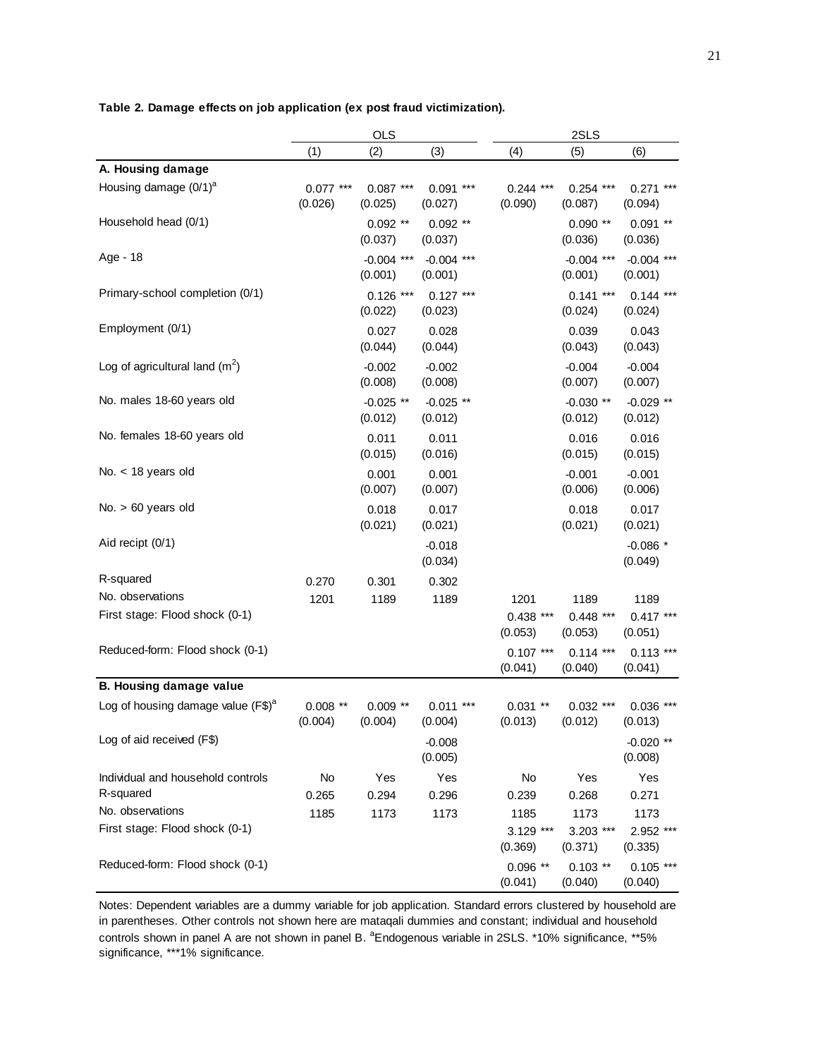**Table 2. Damage effects on job application (ex post fraud victimization).**

| | OLS | | | 2SLS | | |
|---|---|---|---|---|---|---|
| | (1) | (2) | (3) | (4) | (5) | (6) |
| **A. Housing damage** | | | | | | |
| Housing damage (0/1)[a] | 0.077 *** | 0.087 *** | 0.091 *** | 0.244 *** | 0.254 *** | 0.271 *** |
| | (0.026) | (0.025) | (0.027) | (0.090) | (0.087) | (0.094) |
| Household head (0/1) | | 0.092 ** | 0.092 ** | | 0.090 ** | 0.091 ** |
| | | (0.037) | (0.037) | | (0.036) | (0.036) |
| Age - 18 | | -0.004 *** | -0.004 *** | | -0.004 *** | -0.004 *** |
| | | (0.001) | (0.001) | | (0.001) | (0.001) |
| Primary-school completion (0/1) | | 0.126 *** | 0.127 *** | | 0.141 *** | 0.144 *** |
| | | (0.022) | (0.023) | | (0.024) | (0.024) |
| Employment (0/1) | | 0.027 | 0.028 | | 0.039 | 0.043 |
| | | (0.044) | (0.044) | | (0.043) | (0.043) |
| Log of agricultural land ($m^2$) | | -0.002 | -0.002 | | -0.004 | -0.004 |
| | | (0.008) | (0.008) | | (0.007) | (0.007) |
| No. males 18-60 years old | | -0.025 ** | -0.025 ** | | -0.030 ** | -0.029 ** |
| | | (0.012) | (0.012) | | (0.012) | (0.012) |
| No. females 18-60 years old | | 0.011 | 0.011 | | 0.016 | 0.016 |
| | | (0.015) | (0.016) | | (0.015) | (0.015) |
| No. < 18 years old | | 0.001 | 0.001 | | -0.001 | -0.001 |
| | | (0.007) | (0.007) | | (0.006) | (0.006) |
| No. > 60 years old | | 0.018 | 0.017 | | 0.018 | 0.017 |
| | | (0.021) | (0.021) | | (0.021) | (0.021) |
| Aid recipt (0/1) | | | -0.018 | | | -0.086 * |
| | | | (0.034) | | | (0.049) |
| R-squared | 0.270 | 0.301 | 0.302 | | | |
| No. observations | 1201 | 1189 | 1189 | 1201 | 1189 | 1189 |
| First stage: Flood shock (0-1) | | | | 0.438 *** | 0.448 *** | 0.417 *** |
| | | | | (0.053) | (0.053) | (0.051) |
| Reduced-form: Flood shock (0-1) | | | | 0.107 *** | 0.114 *** | 0.113 *** |
| | | | | (0.041) | (0.040) | (0.041) |
| **B. Housing damage value** | | | | | | |
| Log of housing damage value (F$)[a] | 0.008 ** | 0.009 ** | 0.011 *** | 0.031 ** | 0.032 *** | 0.036 *** |
| | (0.004) | (0.004) | (0.004) | (0.013) | (0.012) | (0.013) |
| Log of aid received (F$) | | | -0.008 | | | -0.020 ** |
| | | | (0.005) | | | (0.008) |
| Individual and household controls | No | Yes | Yes | No | Yes | Yes |
| R-squared | 0.265 | 0.294 | 0.296 | 0.239 | 0.268 | 0.271 |
| No. observations | 1185 | 1173 | 1173 | 1185 | 1173 | 1173 |
| First stage: Flood shock (0-1) | | | | 3.129 *** | 3.203 *** | 2.952 *** |
| | | | | (0.369) | (0.371) | (0.335) |
| Reduced-form: Flood shock (0-1) | | | | 0.096 ** | 0.103 ** | 0.105 *** |
| | | | | (0.041) | (0.040) | (0.040) |

Notes: Dependent variables are a dummy variable for job application. Standard errors clustered by household are in parentheses. Other controls not shown here are mataqali dummies and constant; individual and household controls shown in panel A are not shown in panel B. [a]Endogenous variable in 2SLS. *10% significance, **5% significance, ***1% significance.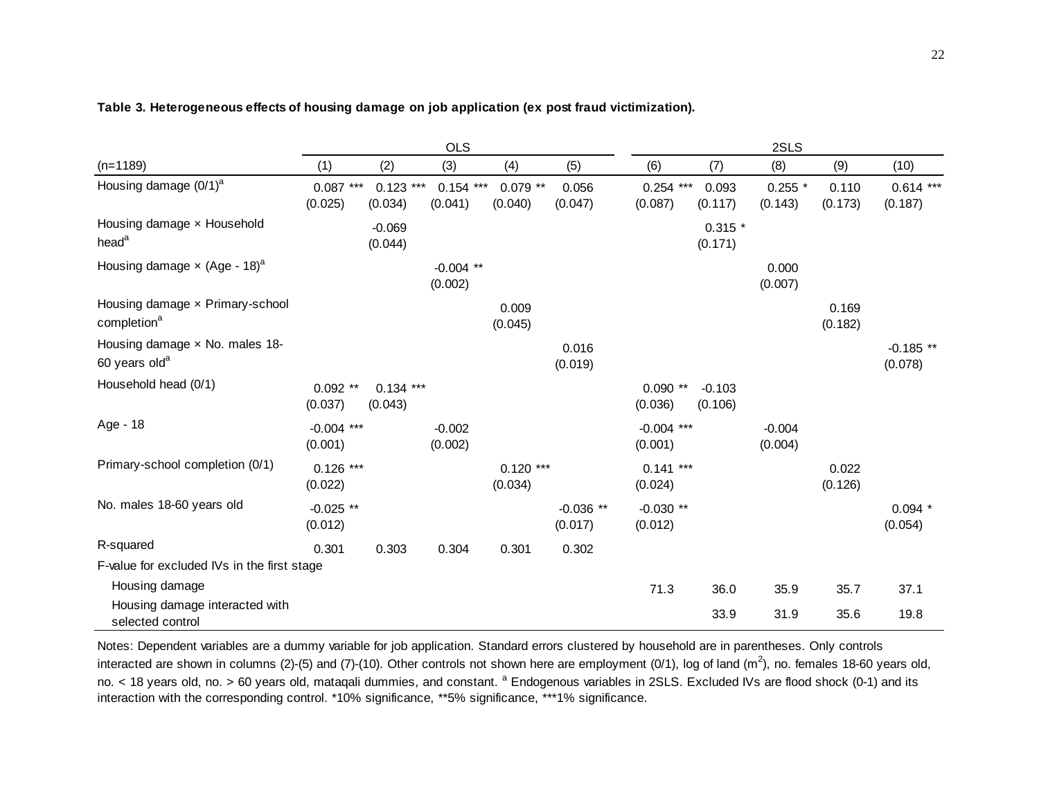**Table 3. Heterogeneous effects of housing damage on job application (ex post fraud victimization).**

| | OLS | | | | | 2SLS | | | | |
|---|---|---|---|---|---|---|---|---|---|---|
| (n=1189) | (1) | (2) | (3) | (4) | (5) | (6) | (7) | (8) | (9) | (10) |
| Housing damage (0/1)[a] | 0.087 *** | 0.123 *** | 0.154 *** | 0.079 ** | 0.056 | 0.254 *** | 0.093 | 0.255 * | 0.110 | 0.614 *** |
| | (0.025) | (0.034) | (0.041) | (0.040) | (0.047) | (0.087) | (0.117) | (0.143) | (0.173) | (0.187) |
| Housing damage × Household head[a] | | -0.069 | | | | | 0.315 * | | | |
| | | (0.044) | | | | | (0.171) | | | |
| Housing damage × (Age - 18)[a] | | | -0.004 ** | | | | | 0.000 | | |
| | | | (0.002) | | | | | (0.007) | | |
| Housing damage × Primary-school completion[a] | | | | 0.009 | | | | | 0.169 | |
| | | | | (0.045) | | | | | (0.182) | |
| Housing damage × No. males 18-60 years old[a] | | | | | 0.016 | | | | | -0.185 ** |
| | | | | | (0.019) | | | | | (0.078) |
| Household head (0/1) | 0.092 ** | 0.134 *** | | | | 0.090 ** | -0.103 | | | |
| | (0.037) | (0.043) | | | | (0.036) | (0.106) | | | |
| Age - 18 | -0.004 *** | | -0.002 | | | -0.004 *** | | -0.004 | | |
| | (0.001) | | (0.002) | | | (0.001) | | (0.004) | | |
| Primary-school completion (0/1) | 0.126 *** | | | 0.120 *** | | 0.141 *** | | | 0.022 | |
| | (0.022) | | | (0.034) | | (0.024) | | | (0.126) | |
| No. males 18-60 years old | -0.025 ** | | | | -0.036 ** | -0.030 ** | | | | 0.094 * |
| | (0.012) | | | | (0.017) | (0.012) | | | | (0.054) |
| R-squared | 0.301 | 0.303 | 0.304 | 0.301 | 0.302 | | | | | |
| F-value for excluded IVs in the first stage | | | | | | | | | | |
| Housing damage | | | | | | 71.3 | 36.0 | 35.9 | 35.7 | 37.1 |
| Housing damage interacted with selected control | | | | | | | 33.9 | 31.9 | 35.6 | 19.8 |

Notes: Dependent variables are a dummy variable for job application. Standard errors clustered by household are in parentheses. Only controls interacted are shown in columns (2)-(5) and (7)-(10). Other controls not shown here are employment (0/1), log of land ($m^2$), no. females 18-60 years old, no. < 18 years old, no. > 60 years old, mataqali dummies, and constant. [a] Endogenous variables in 2SLS. Excluded IVs are flood shock (0-1) and its interaction with the corresponding control. *10% significance, **5% significance, ***1% significance.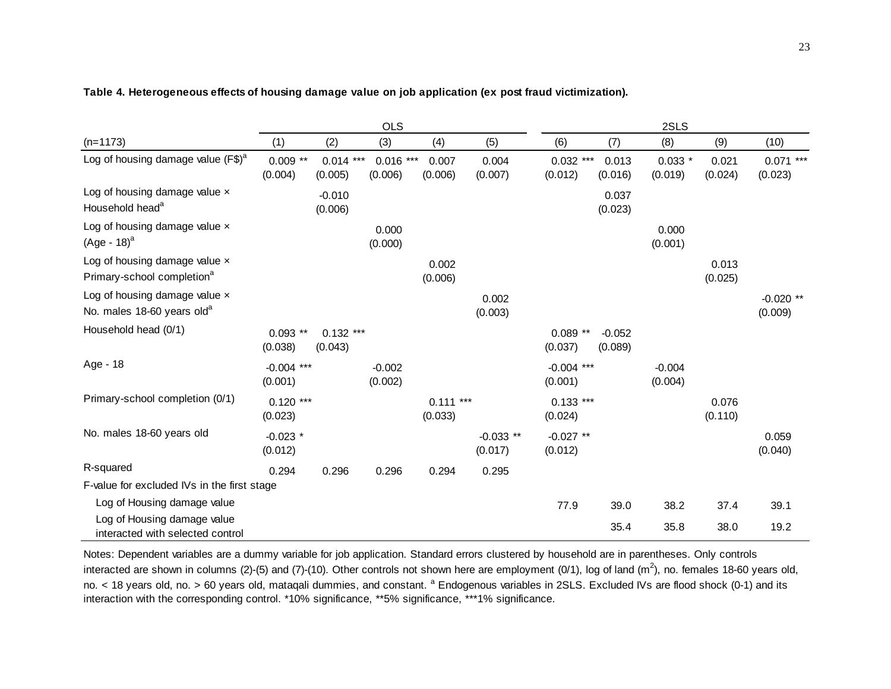**Table 4. Heterogeneous effects of housing damage value on job application (ex post fraud victimization).**

| | OLS | | | | | 2SLS | | | | |
|---|---|---|---|---|---|---|---|---|---|---|
| (n=1173) | (1) | (2) | (3) | (4) | (5) | (6) | (7) | (8) | (9) | (10) |
| Log of housing damage value (F$)[a] | 0.009 ** | 0.014 *** | 0.016 *** | 0.007 | 0.004 | 0.032 *** | 0.013 | 0.033 * | 0.021 | 0.071 *** |
| | (0.004) | (0.005) | (0.006) | (0.006) | (0.007) | (0.012) | (0.016) | (0.019) | (0.024) | (0.023) |
| Log of housing damage value × Household head[a] | | -0.010 | | | | | 0.037 | | | |
| | | (0.006) | | | | | (0.023) | | | |
| Log of housing damage value × (Age - 18)[a] | | | 0.000 | | | | | 0.000 | | |
| | | | (0.000) | | | | | (0.001) | | |
| Log of housing damage value × Primary-school completion[a] | | | | 0.002 | | | | | 0.013 | |
| | | | | (0.006) | | | | | (0.025) | |
| Log of housing damage value × No. males 18-60 years old[a] | | | | | 0.002 | | | | | -0.020 ** |
| | | | | | (0.003) | | | | | (0.009) |
| Household head (0/1) | 0.093 ** | 0.132 *** | | | | 0.089 ** | -0.052 | | | |
| | (0.038) | (0.043) | | | | (0.037) | (0.089) | | | |
| Age - 18 | -0.004 *** | | -0.002 | | | -0.004 *** | | -0.004 | | |
| | (0.001) | | (0.002) | | | (0.001) | | (0.004) | | |
| Primary-school completion (0/1) | 0.120 *** | | | 0.111 *** | | 0.133 *** | | | 0.076 | |
| | (0.023) | | | (0.033) | | (0.024) | | | (0.110) | |
| No. males 18-60 years old | -0.023 * | | | | -0.033 ** | -0.027 ** | | | | 0.059 |
| | (0.012) | | | | (0.017) | (0.012) | | | | (0.040) |
| R-squared | 0.294 | 0.296 | 0.296 | 0.294 | 0.295 | | | | | |
| F-value for excluded IVs in the first stage | | | | | | | | | | |
| Log of Housing damage value | | | | | | 77.9 | 39.0 | 38.2 | 37.4 | 39.1 |
| Log of Housing damage value interacted with selected control | | | | | | | 35.4 | 35.8 | 38.0 | 19.2 |

Notes: Dependent variables are a dummy variable for job application. Standard errors clustered by household are in parentheses. Only controls interacted are shown in columns (2)-(5) and (7)-(10). Other controls not shown here are employment (0/1), log of land ($m^2$), no. females 18-60 years old, no. < 18 years old, no. > 60 years old, mataqali dummies, and constant. [a] Endogenous variables in 2SLS. Excluded IVs are flood shock (0-1) and its interaction with the corresponding control. *10% significance, **5% significance, ***1% significance.